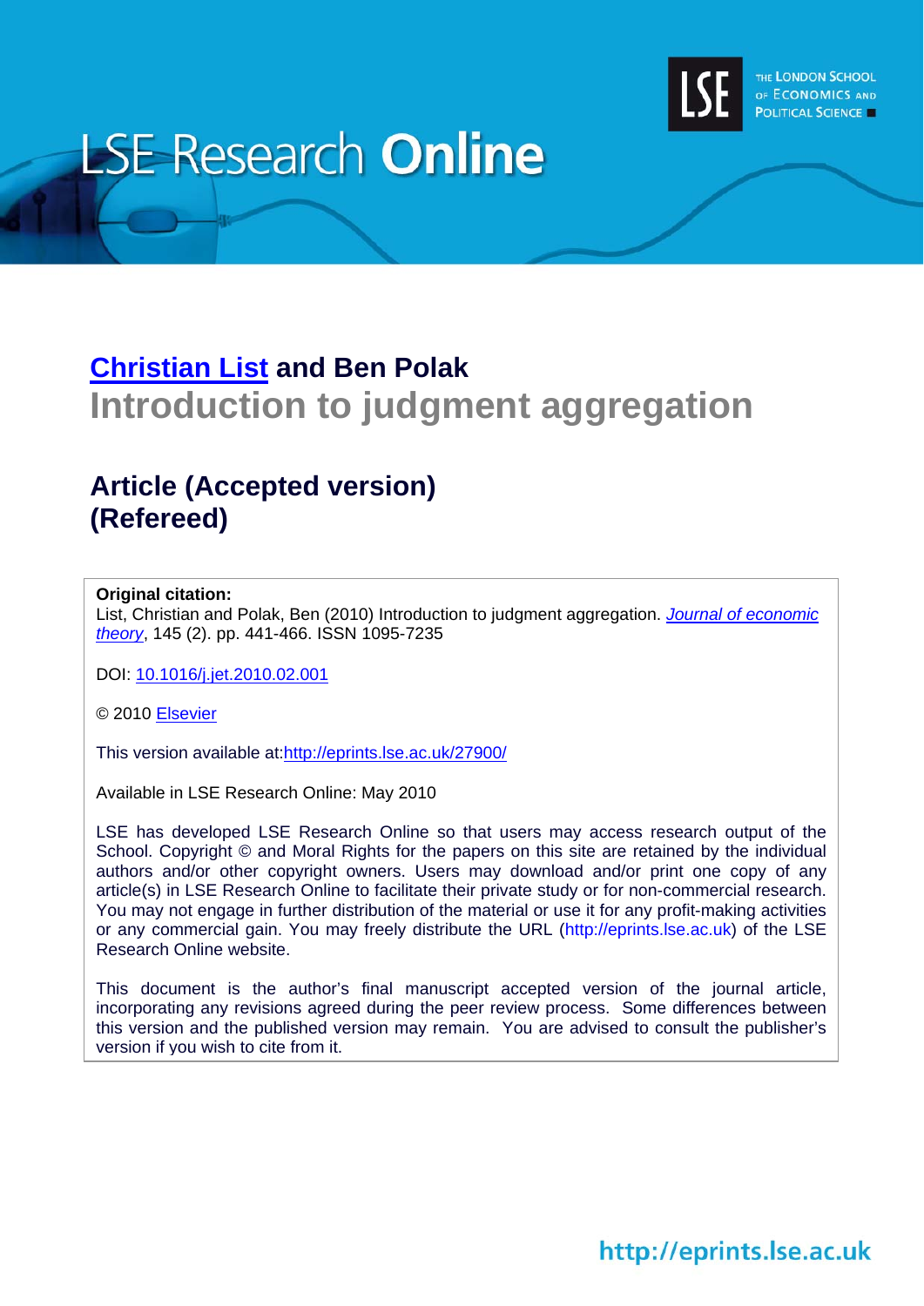LSE Research **Online**

THE LONDON SCHOOL OF ECONOMICS AND POLITICAL SCIENCE

## Christian List and Ben Polak

# Introduction to judgment aggregation

## Article (Accepted version) (Refereed)

**Original citation:**
List, Christian and Polak, Ben (2010) Introduction to judgment aggregation. *Journal of economic theory*, 145 (2). pp. 441-466. ISSN 1095-7235

DOI: 10.1016/j.jet.2010.02.001

© 2010 Elsevier

This version available at: http://eprints.lse.ac.uk/27900/

Available in LSE Research Online: May 2010

LSE has developed LSE Research Online so that users may access research output of the School. Copyright © and Moral Rights for the papers on this site are retained by the individual authors and/or other copyright owners. Users may download and/or print one copy of any article(s) in LSE Research Online to facilitate their private study or for non-commercial research. You may not engage in further distribution of the material or use it for any profit-making activities or any commercial gain. You may freely distribute the URL (http://eprints.lse.ac.uk) of the LSE Research Online website.

This document is the author's final manuscript accepted version of the journal article, incorporating any revisions agreed during the peer review process. Some differences between this version and the published version may remain. You are advised to consult the publisher's version if you wish to cite from it.

http://eprints.lse.ac.uk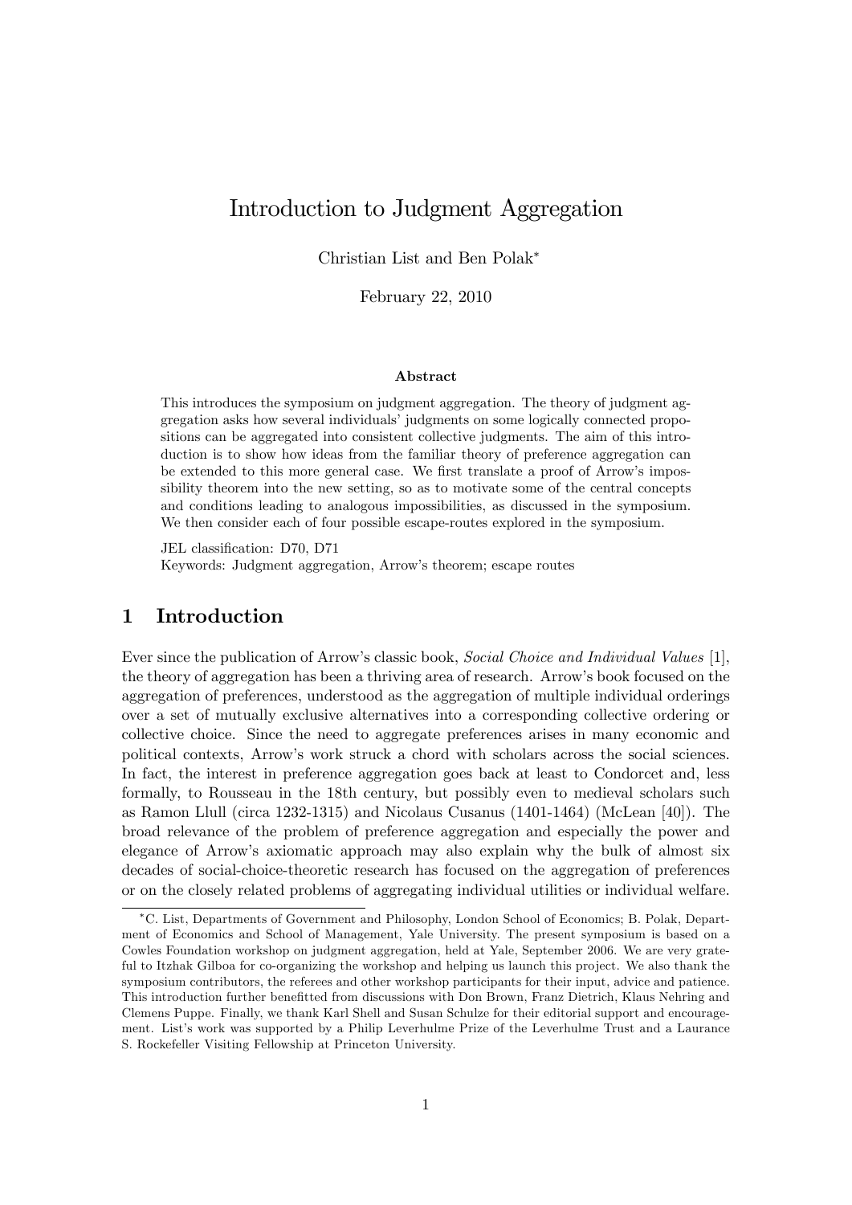# Introduction to Judgment Aggregation

Christian List and Ben Polak*

February 22, 2010

**Abstract**

This introduces the symposium on judgment aggregation. The theory of judgment aggregation asks how several individuals' judgments on some logically connected propositions can be aggregated into consistent collective judgments. The aim of this introduction is to show how ideas from the familiar theory of preference aggregation can be extended to this more general case. We first translate a proof of Arrow's impossibility theorem into the new setting, so as to motivate some of the central concepts and conditions leading to analogous impossibilities, as discussed in the symposium. We then consider each of four possible escape-routes explored in the symposium.

JEL classification: D70, D71
Keywords: Judgment aggregation, Arrow's theorem; escape routes

## 1 Introduction

Ever since the publication of Arrow's classic book, *Social Choice and Individual Values* [1], the theory of aggregation has been a thriving area of research. Arrow's book focused on the aggregation of preferences, understood as the aggregation of multiple individual orderings over a set of mutually exclusive alternatives into a corresponding collective ordering or collective choice. Since the need to aggregate preferences arises in many economic and political contexts, Arrow's work struck a chord with scholars across the social sciences. In fact, the interest in preference aggregation goes back at least to Condorcet and, less formally, to Rousseau in the 18th century, but possibly even to medieval scholars such as Ramon Llull (circa 1232-1315) and Nicolaus Cusanus (1401-1464) (McLean [40]). The broad relevance of the problem of preference aggregation and especially the power and elegance of Arrow's axiomatic approach may also explain why the bulk of almost six decades of social-choice-theoretic research has focused on the aggregation of preferences or on the closely related problems of aggregating individual utilities or individual welfare.

*C. List, Departments of Government and Philosophy, London School of Economics; B. Polak, Department of Economics and School of Management, Yale University. The present symposium is based on a Cowles Foundation workshop on judgment aggregation, held at Yale, September 2006. We are very grateful to Itzhak Gilboa for co-organizing the workshop and helping us launch this project. We also thank the symposium contributors, the referees and other workshop participants for their input, advice and patience. This introduction further benefitted from discussions with Don Brown, Franz Dietrich, Klaus Nehring and Clemens Puppe. Finally, we thank Karl Shell and Susan Schulze for their editorial support and encouragement. List's work was supported by a Philip Leverhulme Prize of the Leverhulme Trust and a Laurance S. Rockefeller Visiting Fellowship at Princeton University.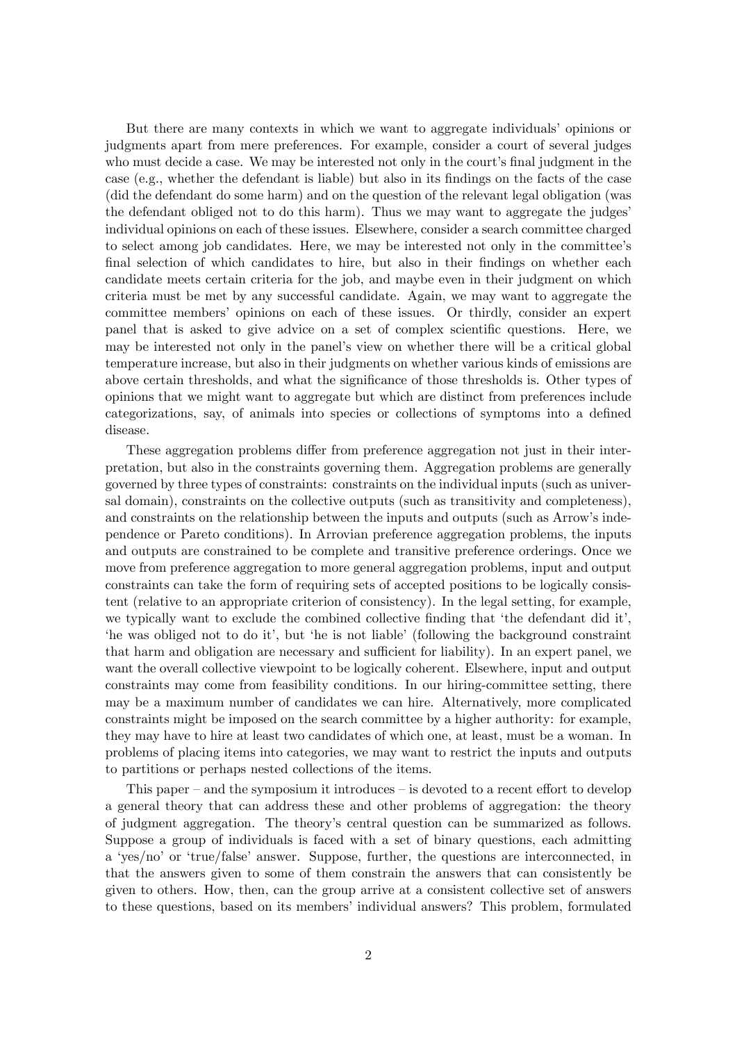But there are many contexts in which we want to aggregate individuals' opinions or judgments apart from mere preferences. For example, consider a court of several judges who must decide a case. We may be interested not only in the court's final judgment in the case (e.g., whether the defendant is liable) but also in its findings on the facts of the case (did the defendant do some harm) and on the question of the relevant legal obligation (was the defendant obliged not to do this harm). Thus we may want to aggregate the judges' individual opinions on each of these issues. Elsewhere, consider a search committee charged to select among job candidates. Here, we may be interested not only in the committee's final selection of which candidates to hire, but also in their findings on whether each candidate meets certain criteria for the job, and maybe even in their judgment on which criteria must be met by any successful candidate. Again, we may want to aggregate the committee members' opinions on each of these issues. Or thirdly, consider an expert panel that is asked to give advice on a set of complex scientific questions. Here, we may be interested not only in the panel's view on whether there will be a critical global temperature increase, but also in their judgments on whether various kinds of emissions are above certain thresholds, and what the significance of those thresholds is. Other types of opinions that we might want to aggregate but which are distinct from preferences include categorizations, say, of animals into species or collections of symptoms into a defined disease.

These aggregation problems differ from preference aggregation not just in their interpretation, but also in the constraints governing them. Aggregation problems are generally governed by three types of constraints: constraints on the individual inputs (such as universal domain), constraints on the collective outputs (such as transitivity and completeness), and constraints on the relationship between the inputs and outputs (such as Arrow's independence or Pareto conditions). In Arrovian preference aggregation problems, the inputs and outputs are constrained to be complete and transitive preference orderings. Once we move from preference aggregation to more general aggregation problems, input and output constraints can take the form of requiring sets of accepted positions to be logically consistent (relative to an appropriate criterion of consistency). In the legal setting, for example, we typically want to exclude the combined collective finding that 'the defendant did it', 'he was obliged not to do it', but 'he is not liable' (following the background constraint that harm and obligation are necessary and sufficient for liability). In an expert panel, we want the overall collective viewpoint to be logically coherent. Elsewhere, input and output constraints may come from feasibility conditions. In our hiring-committee setting, there may be a maximum number of candidates we can hire. Alternatively, more complicated constraints might be imposed on the search committee by a higher authority: for example, they may have to hire at least two candidates of which one, at least, must be a woman. In problems of placing items into categories, we may want to restrict the inputs and outputs to partitions or perhaps nested collections of the items.

This paper – and the symposium it introduces – is devoted to a recent effort to develop a general theory that can address these and other problems of aggregation: the theory of judgment aggregation. The theory's central question can be summarized as follows. Suppose a group of individuals is faced with a set of binary questions, each admitting a 'yes/no' or 'true/false' answer. Suppose, further, the questions are interconnected, in that the answers given to some of them constrain the answers that can consistently be given to others. How, then, can the group arrive at a consistent collective set of answers to these questions, based on its members' individual answers? This problem, formulated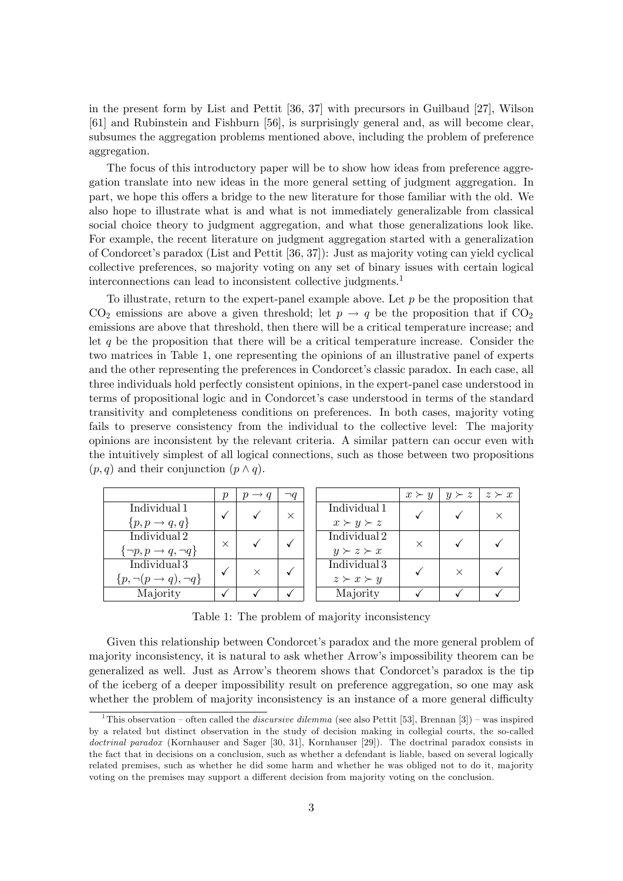in the present form by List and Pettit [36, 37] with precursors in Guilbaud [27], Wilson [61] and Rubinstein and Fishburn [56], is surprisingly general and, as will become clear, subsumes the aggregation problems mentioned above, including the problem of preference aggregation.

The focus of this introductory paper will be to show how ideas from preference aggregation translate into new ideas in the more general setting of judgment aggregation. In part, we hope this offers a bridge to the new literature for those familiar with the old. We also hope to illustrate what is and what is not immediately generalizable from classical social choice theory to judgment aggregation, and what those generalizations look like. For example, the recent literature on judgment aggregation started with a generalization of Condorcet's paradox (List and Pettit [36, 37]): Just as majority voting can yield cyclical collective preferences, so majority voting on any set of binary issues with certain logical interconnections can lead to inconsistent collective judgments.[1]

To illustrate, return to the expert-panel example above. Let $p$ be the proposition that $CO_2$ emissions are above a given threshold; let $p \rightarrow q$ be the proposition that if $CO_2$ emissions are above that threshold, then there will be a critical temperature increase; and let $q$ be the proposition that there will be a critical temperature increase. Consider the two matrices in Table 1, one representing the opinions of an illustrative panel of experts and the other representing the preferences in Condorcet's classic paradox. In each case, all three individuals hold perfectly consistent opinions, in the expert-panel case understood in terms of propositional logic and in Condorcet's case understood in terms of the standard transitivity and completeness conditions on preferences. In both cases, majority voting fails to preserve consistency from the individual to the collective level: The majority opinions are inconsistent by the relevant criteria. A similar pattern can occur even with the intuitively simplest of all logical connections, such as those between two propositions $(p, q)$ and their conjunction $(p \wedge q)$.

| | $p$ | $p \rightarrow q$ | $\neg q$ |
|---|---|---|---|
| Individual 1 $\{p, p \rightarrow q, q\}$ | ✓ | ✓ | × |
| Individual 2 $\{\neg p, p \rightarrow q, \neg q\}$ | × | ✓ | ✓ |
| Individual 3 $\{p, \neg(p \rightarrow q), \neg q\}$ | ✓ | × | ✓ |
| Majority | ✓ | ✓ | ✓ |

| | $x \succ y$ | $y \succ z$ | $z \succ x$ |
|---|---|---|---|
| Individual 1 $x \succ y \succ z$ | ✓ | ✓ | × |
| Individual 2 $y \succ z \succ x$ | × | ✓ | ✓ |
| Individual 3 $z \succ x \succ y$ | ✓ | × | ✓ |
| Majority | ✓ | ✓ | ✓ |

Table 1: The problem of majority inconsistency

Given this relationship between Condorcet's paradox and the more general problem of majority inconsistency, it is natural to ask whether Arrow's impossibility theorem can be generalized as well. Just as Arrow's theorem shows that Condorcet's paradox is the tip of the iceberg of a deeper impossibility result on preference aggregation, so one may ask whether the problem of majority inconsistency is an instance of a more general difficulty

[1] This observation – often called the *discursive dilemma* (see also Pettit [53], Brennan [3]) – was inspired by a related but distinct observation in the study of decision making in collegial courts, the so-called *doctrinal paradox* (Kornhauser and Sager [30, 31], Kornhauser [29]). The doctrinal paradox consists in the fact that in decisions on a conclusion, such as whether a defendant is liable, based on several logically related premises, such as whether he did some harm and whether he was obliged not to do it, majority voting on the premises may support a different decision from majority voting on the conclusion.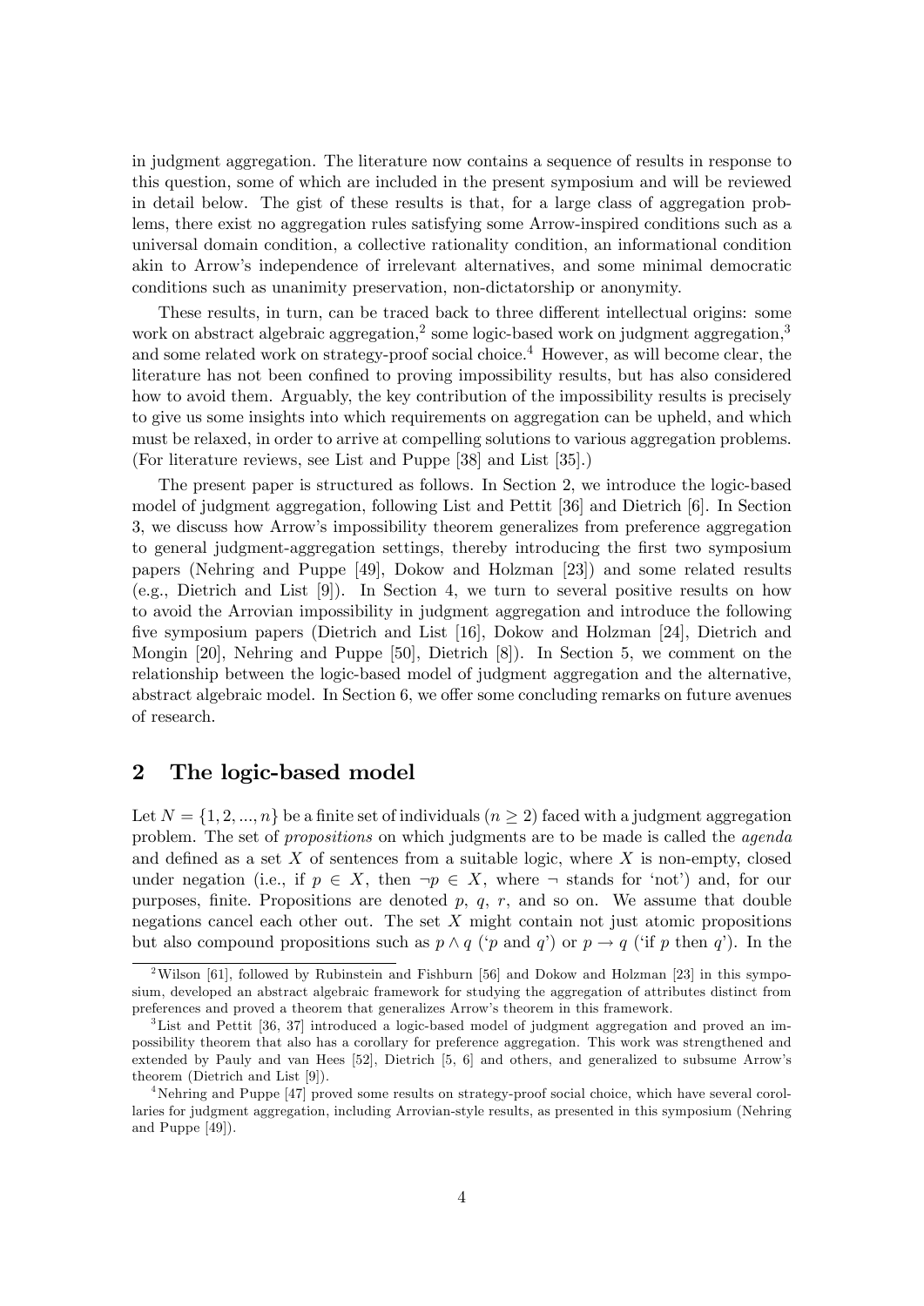in judgment aggregation. The literature now contains a sequence of results in response to this question, some of which are included in the present symposium and will be reviewed in detail below. The gist of these results is that, for a large class of aggregation problems, there exist no aggregation rules satisfying some Arrow-inspired conditions such as a universal domain condition, a collective rationality condition, an informational condition akin to Arrow's independence of irrelevant alternatives, and some minimal democratic conditions such as unanimity preservation, non-dictatorship or anonymity.

These results, in turn, can be traced back to three different intellectual origins: some work on abstract algebraic aggregation,[2] some logic-based work on judgment aggregation,[3] and some related work on strategy-proof social choice.[4] However, as will become clear, the literature has not been confined to proving impossibility results, but has also considered how to avoid them. Arguably, the key contribution of the impossibility results is precisely to give us some insights into which requirements on aggregation can be upheld, and which must be relaxed, in order to arrive at compelling solutions to various aggregation problems. (For literature reviews, see List and Puppe [38] and List [35].)

The present paper is structured as follows. In Section 2, we introduce the logic-based model of judgment aggregation, following List and Pettit [36] and Dietrich [6]. In Section 3, we discuss how Arrow's impossibility theorem generalizes from preference aggregation to general judgment-aggregation settings, thereby introducing the first two symposium papers (Nehring and Puppe [49], Dokow and Holzman [23]) and some related results (e.g., Dietrich and List [9]). In Section 4, we turn to several positive results on how to avoid the Arrovian impossibility in judgment aggregation and introduce the following five symposium papers (Dietrich and List [16], Dokow and Holzman [24], Dietrich and Mongin [20], Nehring and Puppe [50], Dietrich [8]). In Section 5, we comment on the relationship between the logic-based model of judgment aggregation and the alternative, abstract algebraic model. In Section 6, we offer some concluding remarks on future avenues of research.

## 2 The logic-based model

Let $N = \{1, 2, ..., n\}$ be a finite set of individuals ($n \geq 2$) faced with a judgment aggregation problem. The set of *propositions* on which judgments are to be made is called the *agenda* and defined as a set $X$ of sentences from a suitable logic, where $X$ is non-empty, closed under negation (i.e., if $p \in X$, then $\neg p \in X$, where $\neg$ stands for 'not') and, for our purposes, finite. Propositions are denoted $p$, $q$, $r$, and so on. We assume that double negations cancel each other out. The set $X$ might contain not just atomic propositions but also compound propositions such as $p \wedge q$ ('$p$ and $q$') or $p \rightarrow q$ ('if $p$ then $q$'). In the

[2] Wilson [61], followed by Rubinstein and Fishburn [56] and Dokow and Holzman [23] in this symposium, developed an abstract algebraic framework for studying the aggregation of attributes distinct from preferences and proved a theorem that generalizes Arrow's theorem in this framework.

[3] List and Pettit [36, 37] introduced a logic-based model of judgment aggregation and proved an impossibility theorem that also has a corollary for preference aggregation. This work was strengthened and extended by Pauly and van Hees [52], Dietrich [5, 6] and others, and generalized to subsume Arrow's theorem (Dietrich and List [9]).

[4] Nehring and Puppe [47] proved some results on strategy-proof social choice, which have several corollaries for judgment aggregation, including Arrovian-style results, as presented in this symposium (Nehring and Puppe [49]).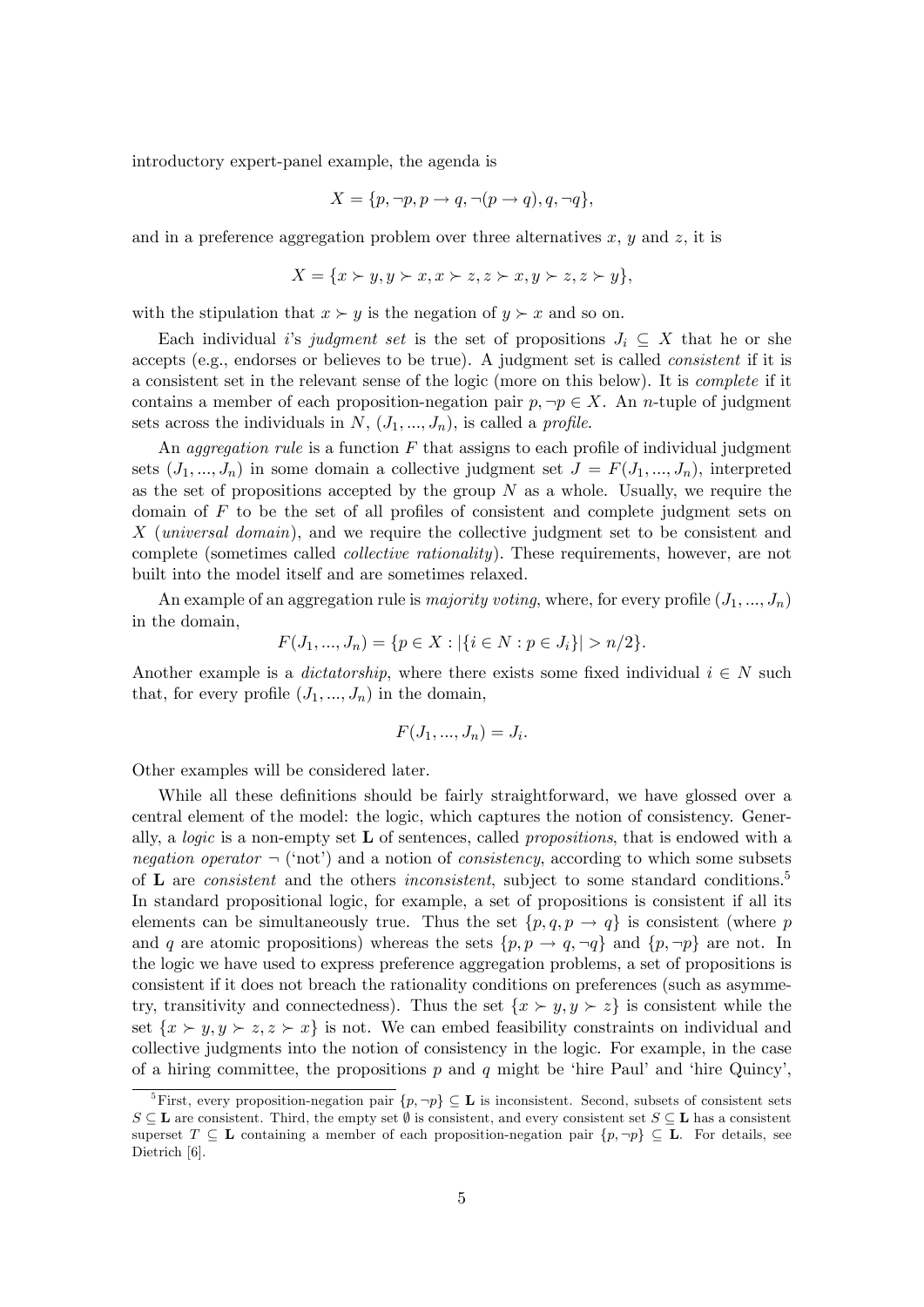introductory expert-panel example, the agenda is

$$X = \{p, \neg p, p \rightarrow q, \neg(p \rightarrow q), q, \neg q\},$$

and in a preference aggregation problem over three alternatives $x$, $y$ and $z$, it is

$$X = \{x \succ y, y \succ x, x \succ z, z \succ x, y \succ z, z \succ y\},$$

with the stipulation that $x \succ y$ is the negation of $y \succ x$ and so on.

Each individual $i$'s *judgment set* is the set of propositions $J_i \subseteq X$ that he or she accepts (e.g., endorses or believes to be true). A judgment set is called *consistent* if it is a consistent set in the relevant sense of the logic (more on this below). It is *complete* if it contains a member of each proposition-negation pair $p, \neg p \in X$. An $n$-tuple of judgment sets across the individuals in $N$, $(J_1, ..., J_n)$, is called a *profile*.

An *aggregation rule* is a function $F$ that assigns to each profile of individual judgment sets $(J_1, ..., J_n)$ in some domain a collective judgment set $J = F(J_1, ..., J_n)$, interpreted as the set of propositions accepted by the group $N$ as a whole. Usually, we require the domain of $F$ to be the set of all profiles of consistent and complete judgment sets on $X$ (*universal domain*), and we require the collective judgment set to be consistent and complete (sometimes called *collective rationality*). These requirements, however, are not built into the model itself and are sometimes relaxed.

An example of an aggregation rule is *majority voting*, where, for every profile $(J_1, ..., J_n)$ in the domain,

$$F(J_1, ..., J_n) = \{p \in X : |\{i \in N : p \in J_i\}| > n/2\}.$$

Another example is a *dictatorship*, where there exists some fixed individual $i \in N$ such that, for every profile $(J_1, ..., J_n)$ in the domain,

$$F(J_1, ..., J_n) = J_i.$$

Other examples will be considered later.

While all these definitions should be fairly straightforward, we have glossed over a central element of the model: the logic, which captures the notion of consistency. Generally, a *logic* is a non-empty set $\mathbf{L}$ of sentences, called *propositions*, that is endowed with a *negation operator* $\neg$ ('not') and a notion of *consistency*, according to which some subsets of $\mathbf{L}$ are *consistent* and the others *inconsistent*, subject to some standard conditions.[5] In standard propositional logic, for example, a set of propositions is consistent if all its elements can be simultaneously true. Thus the set $\{p, q, p \rightarrow q\}$ is consistent (where $p$ and $q$ are atomic propositions) whereas the sets $\{p, p \rightarrow q, \neg q\}$ and $\{p, \neg p\}$ are not. In the logic we have used to express preference aggregation problems, a set of propositions is consistent if it does not breach the rationality conditions on preferences (such as asymmetry, transitivity and connectedness). Thus the set $\{x \succ y, y \succ z\}$ is consistent while the set $\{x \succ y, y \succ z, z \succ x\}$ is not. We can embed feasibility constraints on individual and collective judgments into the notion of consistency in the logic. For example, in the case of a hiring committee, the propositions $p$ and $q$ might be 'hire Paul' and 'hire Quincy',

[5] First, every proposition-negation pair $\{p, \neg p\} \subseteq \mathbf{L}$ is inconsistent. Second, subsets of consistent sets $S \subseteq \mathbf{L}$ are consistent. Third, the empty set $\emptyset$ is consistent, and every consistent set $S \subseteq \mathbf{L}$ has a consistent superset $T \subseteq \mathbf{L}$ containing a member of each proposition-negation pair $\{p, \neg p\} \subseteq \mathbf{L}$. For details, see Dietrich [6].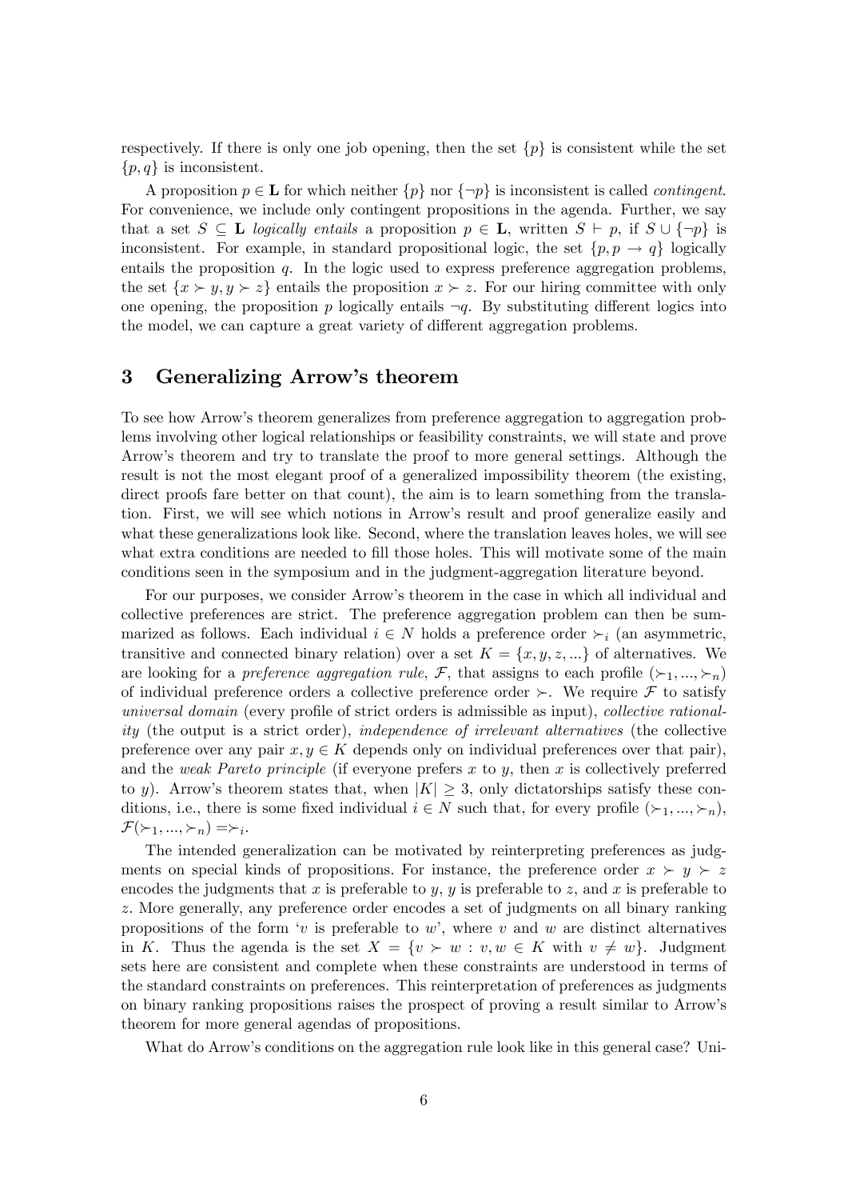respectively. If there is only one job opening, then the set $\{p\}$ is consistent while the set $\{p, q\}$ is inconsistent.

A proposition $p \in \mathbf{L}$ for which neither $\{p\}$ nor $\{\neg p\}$ is inconsistent is called *contingent*. For convenience, we include only contingent propositions in the agenda. Further, we say that a set $S \subseteq \mathbf{L}$ *logically entails* a proposition $p \in \mathbf{L}$, written $S \vdash p$, if $S \cup \{\neg p\}$ is inconsistent. For example, in standard propositional logic, the set $\{p, p \to q\}$ logically entails the proposition $q$. In the logic used to express preference aggregation problems, the set $\{x \succ y, y \succ z\}$ entails the proposition $x \succ z$. For our hiring committee with only one opening, the proposition $p$ logically entails $\neg q$. By substituting different logics into the model, we can capture a great variety of different aggregation problems.

## 3 Generalizing Arrow's theorem

To see how Arrow's theorem generalizes from preference aggregation to aggregation problems involving other logical relationships or feasibility constraints, we will state and prove Arrow's theorem and try to translate the proof to more general settings. Although the result is not the most elegant proof of a generalized impossibility theorem (the existing, direct proofs fare better on that count), the aim is to learn something from the translation. First, we will see which notions in Arrow's result and proof generalize easily and what these generalizations look like. Second, where the translation leaves holes, we will see what extra conditions are needed to fill those holes. This will motivate some of the main conditions seen in the symposium and in the judgment-aggregation literature beyond.

For our purposes, we consider Arrow's theorem in the case in which all individual and collective preferences are strict. The preference aggregation problem can then be summarized as follows. Each individual $i \in N$ holds a preference order $\succ_i$ (an asymmetric, transitive and connected binary relation) over a set $K = \{x, y, z, ...\}$ of alternatives. We are looking for a *preference aggregation rule*, $\mathcal{F}$, that assigns to each profile $(\succ_1, ..., \succ_n)$ of individual preference orders a collective preference order $\succ$. We require $\mathcal{F}$ to satisfy *universal domain* (every profile of strict orders is admissible as input), *collective rationality* (the output is a strict order), *independence of irrelevant alternatives* (the collective preference over any pair $x, y \in K$ depends only on individual preferences over that pair), and the *weak Pareto principle* (if everyone prefers $x$ to $y$, then $x$ is collectively preferred to $y$). Arrow's theorem states that, when $|K| \geq 3$, only dictatorships satisfy these conditions, i.e., there is some fixed individual $i \in N$ such that, for every profile $(\succ_1, ..., \succ_n)$, $\mathcal{F}(\succ_1, ..., \succ_n) = \succ_i$.

The intended generalization can be motivated by reinterpreting preferences as judgments on special kinds of propositions. For instance, the preference order $x \succ y \succ z$ encodes the judgments that $x$ is preferable to $y$, $y$ is preferable to $z$, and $x$ is preferable to $z$. More generally, any preference order encodes a set of judgments on all binary ranking propositions of the form '$v$ is preferable to $w$', where $v$ and $w$ are distinct alternatives in $K$. Thus the agenda is the set $X = \{v \succ w : v, w \in K \text{ with } v \neq w\}$. Judgment sets here are consistent and complete when these constraints are understood in terms of the standard constraints on preferences. This reinterpretation of preferences as judgments on binary ranking propositions raises the prospect of proving a result similar to Arrow's theorem for more general agendas of propositions.

What do Arrow's conditions on the aggregation rule look like in this general case? Uni-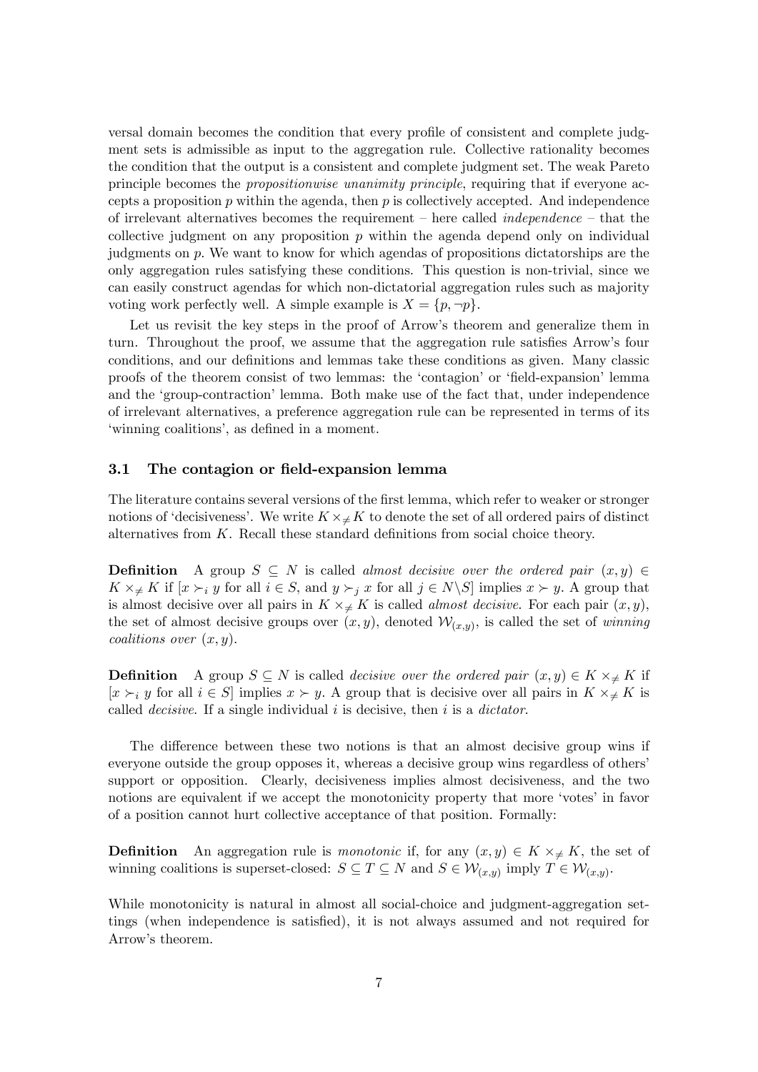versal domain becomes the condition that every profile of consistent and complete judgment sets is admissible as input to the aggregation rule. Collective rationality becomes the condition that the output is a consistent and complete judgment set. The weak Pareto principle becomes the *propositionwise unanimity principle*, requiring that if everyone accepts a proposition $p$ within the agenda, then $p$ is collectively accepted. And independence of irrelevant alternatives becomes the requirement – here called *independence* – that the collective judgment on any proposition $p$ within the agenda depend only on individual judgments on $p$. We want to know for which agendas of propositions dictatorships are the only aggregation rules satisfying these conditions. This question is non-trivial, since we can easily construct agendas for which non-dictatorial aggregation rules such as majority voting work perfectly well. A simple example is $X = \{p, \neg p\}$.

Let us revisit the key steps in the proof of Arrow's theorem and generalize them in turn. Throughout the proof, we assume that the aggregation rule satisfies Arrow's four conditions, and our definitions and lemmas take these conditions as given. Many classic proofs of the theorem consist of two lemmas: the 'contagion' or 'field-expansion' lemma and the 'group-contraction' lemma. Both make use of the fact that, under independence of irrelevant alternatives, a preference aggregation rule can be represented in terms of its 'winning coalitions', as defined in a moment.

### 3.1 The contagion or field-expansion lemma

The literature contains several versions of the first lemma, which refer to weaker or stronger notions of 'decisiveness'. We write $K \times_{\neq} K$ to denote the set of all ordered pairs of distinct alternatives from $K$. Recall these standard definitions from social choice theory.

**Definition** A group $S \subseteq N$ is called *almost decisive over the ordered pair* $(x, y) \in K \times_{\neq} K$ if $[x \succ_i y$ for all $i \in S$, and $y \succ_j x$ for all $j \in N \backslash S]$ implies $x \succ y$. A group that is almost decisive over all pairs in $K \times_{\neq} K$ is called *almost decisive*. For each pair $(x, y)$, the set of almost decisive groups over $(x, y)$, denoted $\mathcal{W}_{(x,y)}$, is called the set of *winning coalitions over* $(x, y)$.

**Definition** A group $S \subseteq N$ is called *decisive over the ordered pair* $(x, y) \in K \times_{\neq} K$ if $[x \succ_i y$ for all $i \in S]$ implies $x \succ y$. A group that is decisive over all pairs in $K \times_{\neq} K$ is called *decisive*. If a single individual $i$ is decisive, then $i$ is a *dictator*.

The difference between these two notions is that an almost decisive group wins if everyone outside the group opposes it, whereas a decisive group wins regardless of others' support or opposition. Clearly, decisiveness implies almost decisiveness, and the two notions are equivalent if we accept the monotonicity property that more 'votes' in favor of a position cannot hurt collective acceptance of that position. Formally:

**Definition** An aggregation rule is *monotonic* if, for any $(x, y) \in K \times_{\neq} K$, the set of winning coalitions is superset-closed: $S \subseteq T \subseteq N$ and $S \in \mathcal{W}_{(x,y)}$ imply $T \in \mathcal{W}_{(x,y)}$.

While monotonicity is natural in almost all social-choice and judgment-aggregation settings (when independence is satisfied), it is not always assumed and not required for Arrow's theorem.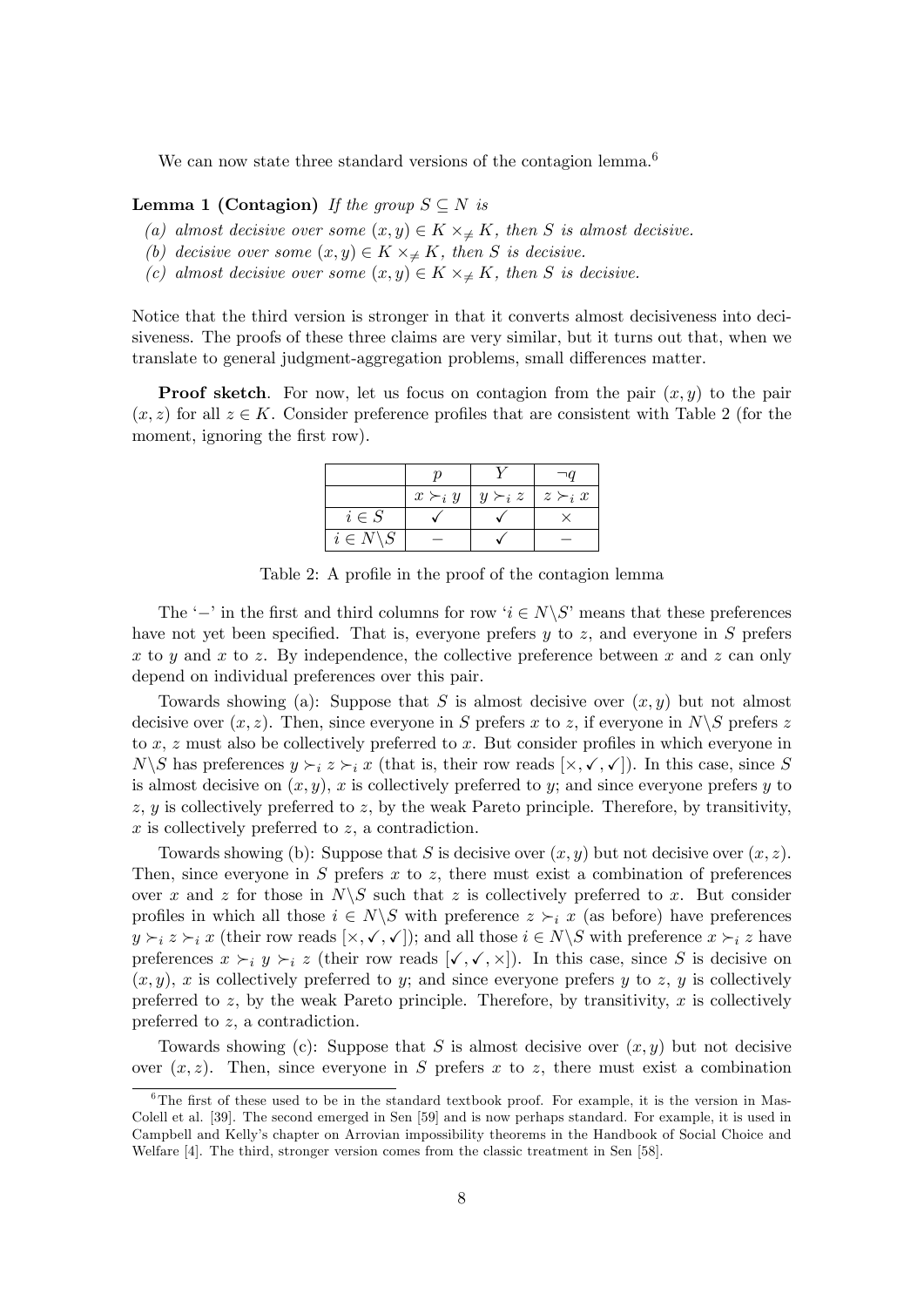We can now state three standard versions of the contagion lemma.[6]

**Lemma 1 (Contagion)** *If the group $S \subseteq N$ is*

*(a) almost decisive over some $(x, y) \in K \times_{\neq} K$, then $S$ is almost decisive.*
*(b) decisive over some $(x, y) \in K \times_{\neq} K$, then $S$ is decisive.*
*(c) almost decisive over some $(x, y) \in K \times_{\neq} K$, then $S$ is decisive.*

Notice that the third version is stronger in that it converts almost decisiveness into decisiveness. The proofs of these three claims are very similar, but it turns out that, when we translate to general judgment-aggregation problems, small differences matter.

**Proof sketch**. For now, let us focus on contagion from the pair $(x, y)$ to the pair $(x, z)$ for all $z \in K$. Consider preference profiles that are consistent with Table 2 (for the moment, ignoring the first row).

| | $p$ | $Y$ | $\neg q$ |
|---|---|---|---|
| | $x \succ_i y$ | $y \succ_i z$ | $z \succ_i x$ |
| $i \in S$ | ✓ | ✓ | × |
| $i \in N \backslash S$ | − | ✓ | − |

Table 2: A profile in the proof of the contagion lemma

The '−' in the first and third columns for row '$i \in N \backslash S$' means that these preferences have not yet been specified. That is, everyone prefers $y$ to $z$, and everyone in $S$ prefers $x$ to $y$ and $x$ to $z$. By independence, the collective preference between $x$ and $z$ can only depend on individual preferences over this pair.

Towards showing (a): Suppose that $S$ is almost decisive over $(x, y)$ but not almost decisive over $(x, z)$. Then, since everyone in $S$ prefers $x$ to $z$, if everyone in $N \backslash S$ prefers $z$ to $x$, $z$ must also be collectively preferred to $x$. But consider profiles in which everyone in $N \backslash S$ has preferences $y \succ_i z \succ_i x$ (that is, their row reads [×, ✓, ✓]). In this case, since $S$ is almost decisive on $(x, y)$, $x$ is collectively preferred to $y$; and since everyone prefers $y$ to $z$, $y$ is collectively preferred to $z$, by the weak Pareto principle. Therefore, by transitivity, $x$ is collectively preferred to $z$, a contradiction.

Towards showing (b): Suppose that $S$ is decisive over $(x, y)$ but not decisive over $(x, z)$. Then, since everyone in $S$ prefers $x$ to $z$, there must exist a combination of preferences over $x$ and $z$ for those in $N \backslash S$ such that $z$ is collectively preferred to $x$. But consider profiles in which all those $i \in N \backslash S$ with preference $z \succ_i x$ (as before) have preferences $y \succ_i z \succ_i x$ (their row reads [×, ✓, ✓]); and all those $i \in N \backslash S$ with preference $x \succ_i z$ have preferences $x \succ_i y \succ_i z$ (their row reads [✓, ✓, ×]). In this case, since $S$ is decisive on $(x, y)$, $x$ is collectively preferred to $y$; and since everyone prefers $y$ to $z$, $y$ is collectively preferred to $z$, by the weak Pareto principle. Therefore, by transitivity, $x$ is collectively preferred to $z$, a contradiction.

Towards showing (c): Suppose that $S$ is almost decisive over $(x, y)$ but not decisive over $(x, z)$. Then, since everyone in $S$ prefers $x$ to $z$, there must exist a combination

[6] The first of these used to be in the standard textbook proof. For example, it is the version in Mas-Colell et al. [39]. The second emerged in Sen [59] and is now perhaps standard. For example, it is used in Campbell and Kelly's chapter on Arrovian impossibility theorems in the Handbook of Social Choice and Welfare [4]. The third, stronger version comes from the classic treatment in Sen [58].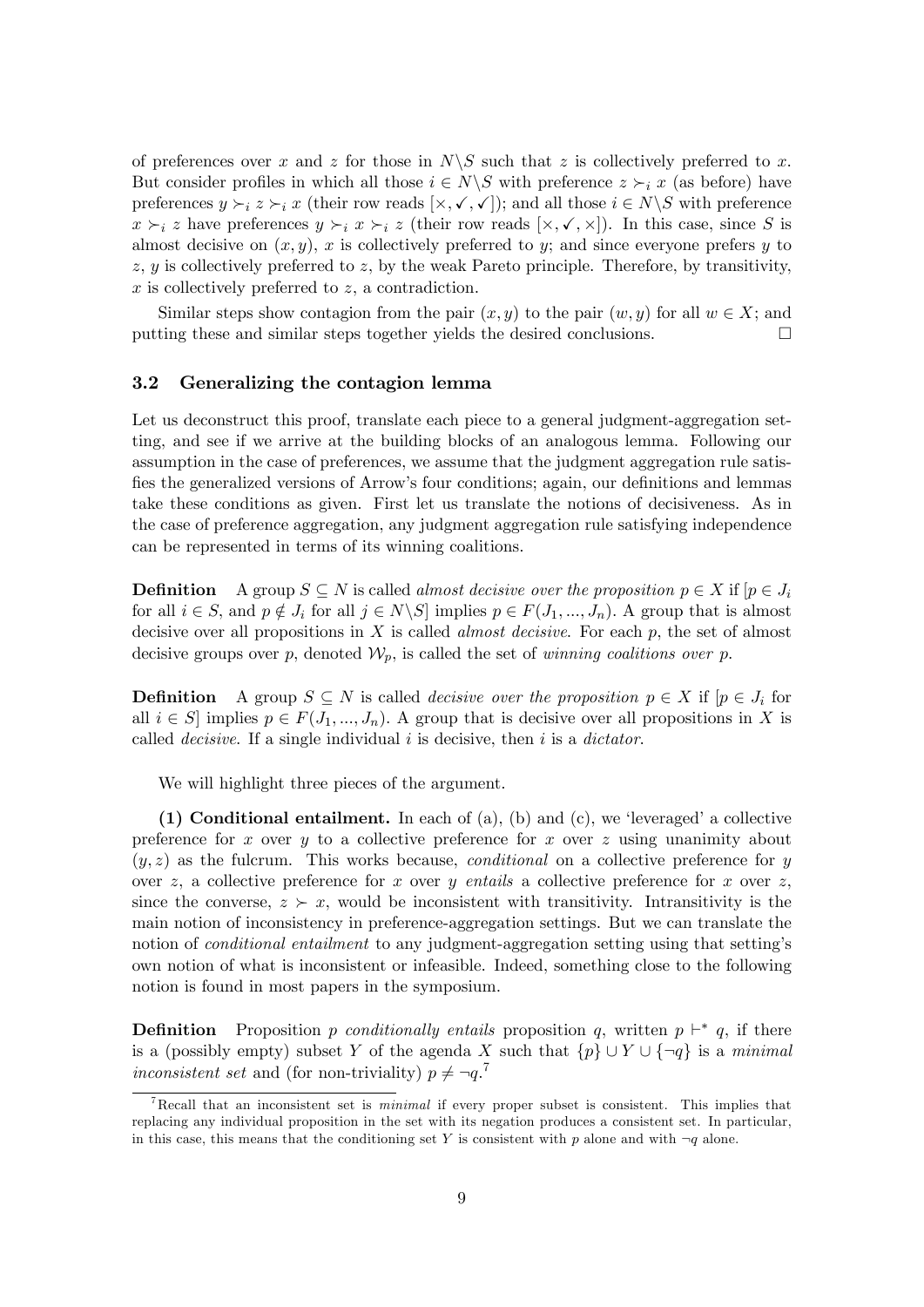of preferences over $x$ and $z$ for those in $N\backslash S$ such that $z$ is collectively preferred to $x$. But consider profiles in which all those $i \in N\backslash S$ with preference $z \succ_i x$ (as before) have preferences $y \succ_i z \succ_i x$ (their row reads $[\times, \checkmark, \checkmark]$); and all those $i \in N\backslash S$ with preference $x \succ_i z$ have preferences $y \succ_i x \succ_i z$ (their row reads $[\times, \checkmark, \times]$). In this case, since $S$ is almost decisive on $(x, y)$, $x$ is collectively preferred to $y$; and since everyone prefers $y$ to $z$, $y$ is collectively preferred to $z$, by the weak Pareto principle. Therefore, by transitivity, $x$ is collectively preferred to $z$, a contradiction.

Similar steps show contagion from the pair $(x, y)$ to the pair $(w, y)$ for all $w \in X$; and putting these and similar steps together yields the desired conclusions. □

### 3.2 Generalizing the contagion lemma

Let us deconstruct this proof, translate each piece to a general judgment-aggregation setting, and see if we arrive at the building blocks of an analogous lemma. Following our assumption in the case of preferences, we assume that the judgment aggregation rule satisfies the generalized versions of Arrow's four conditions; again, our definitions and lemmas take these conditions as given. First let us translate the notions of decisiveness. As in the case of preference aggregation, any judgment aggregation rule satisfying independence can be represented in terms of its winning coalitions.

**Definition** A group $S \subseteq N$ is called *almost decisive over the proposition* $p \in X$ if $[p \in J_i$ for all $i \in S$, and $p \notin J_j$ for all $j \in N\backslash S]$ implies $p \in F(J_1, ..., J_n)$. A group that is almost decisive over all propositions in $X$ is called *almost decisive*. For each $p$, the set of almost decisive groups over $p$, denoted $\mathcal{W}_p$, is called the set of *winning coalitions over* $p$.

**Definition** A group $S \subseteq N$ is called *decisive over the proposition* $p \in X$ if $[p \in J_i$ for all $i \in S]$ implies $p \in F(J_1, ..., J_n)$. A group that is decisive over all propositions in $X$ is called *decisive*. If a single individual $i$ is decisive, then $i$ is a *dictator*.

We will highlight three pieces of the argument.

**(1) Conditional entailment.** In each of (a), (b) and (c), we 'leveraged' a collective preference for $x$ over $y$ to a collective preference for $x$ over $z$ using unanimity about $(y, z)$ as the fulcrum. This works because, *conditional* on a collective preference for $y$ over $z$, a collective preference for $x$ over $y$ *entails* a collective preference for $x$ over $z$, since the converse, $z \succ x$, would be inconsistent with transitivity. Intransitivity is the main notion of inconsistency in preference-aggregation settings. But we can translate the notion of *conditional entailment* to any judgment-aggregation setting using that setting's own notion of what is inconsistent or infeasible. Indeed, something close to the following notion is found in most papers in the symposium.

**Definition** Proposition $p$ *conditionally entails* proposition $q$, written $p \vdash^* q$, if there is a (possibly empty) subset $Y$ of the agenda $X$ such that $\{p\} \cup Y \cup \{\neg q\}$ is a *minimal inconsistent set* and (for non-triviality) $p \neq \neg q$.[7]

[7] Recall that an inconsistent set is *minimal* if every proper subset is consistent. This implies that replacing any individual proposition in the set with its negation produces a consistent set. In particular, in this case, this means that the conditioning set $Y$ is consistent with $p$ alone and with $\neg q$ alone.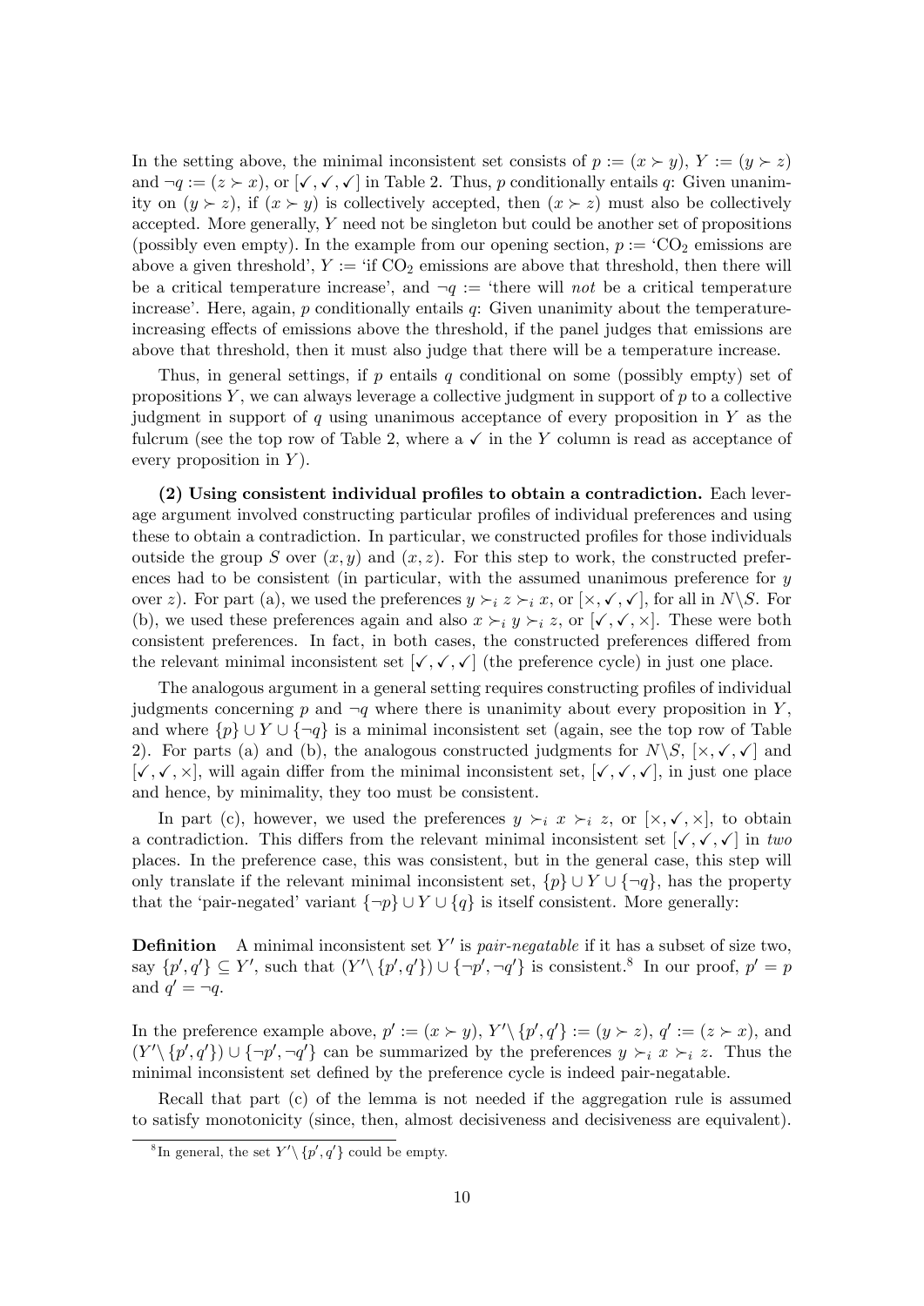In the setting above, the minimal inconsistent set consists of $p := (x \succ y)$, $Y := (y \succ z)$ and $\neg q := (z \succ x)$, or $[\checkmark, \checkmark, \checkmark]$ in Table 2. Thus, $p$ conditionally entails $q$: Given unanimity on $(y \succ z)$, if $(x \succ y)$ is collectively accepted, then $(x \succ z)$ must also be collectively accepted. More generally, $Y$ need not be singleton but could be another set of propositions (possibly even empty). In the example from our opening section, $p :=$ '$CO_2$ emissions are above a given threshold', $Y :=$ 'if $CO_2$ emissions are above that threshold, then there will be a critical temperature increase', and $\neg q :=$ 'there will *not* be a critical temperature increase'. Here, again, $p$ conditionally entails $q$: Given unanimity about the temperature-increasing effects of emissions above the threshold, if the panel judges that emissions are above that threshold, then it must also judge that there will be a temperature increase.

Thus, in general settings, if $p$ entails $q$ conditional on some (possibly empty) set of propositions $Y$, we can always leverage a collective judgment in support of $p$ to a collective judgment in support of $q$ using unanimous acceptance of every proposition in $Y$ as the fulcrum (see the top row of Table 2, where a $\checkmark$ in the $Y$ column is read as acceptance of every proposition in $Y$).

**(2) Using consistent individual profiles to obtain a contradiction.** Each leverage argument involved constructing particular profiles of individual preferences and using these to obtain a contradiction. In particular, we constructed profiles for those individuals outside the group $S$ over $(x, y)$ and $(x, z)$. For this step to work, the constructed preferences had to be consistent (in particular, with the assumed unanimous preference for $y$ over $z$). For part (a), we used the preferences $y \succ_i z \succ_i x$, or $[\times, \checkmark, \checkmark]$, for all in $N \backslash S$. For (b), we used these preferences again and also $x \succ_i y \succ_i z$, or $[\checkmark, \checkmark, \times]$. These were both consistent preferences. In fact, in both cases, the constructed preferences differed from the relevant minimal inconsistent set $[\checkmark, \checkmark, \checkmark]$ (the preference cycle) in just one place.

The analogous argument in a general setting requires constructing profiles of individual judgments concerning $p$ and $\neg q$ where there is unanimity about every proposition in $Y$, and where $\{p\} \cup Y \cup \{\neg q\}$ is a minimal inconsistent set (again, see the top row of Table 2). For parts (a) and (b), the analogous constructed judgments for $N \backslash S$, $[\times, \checkmark, \checkmark]$ and $[\checkmark, \checkmark, \times]$, will again differ from the minimal inconsistent set, $[\checkmark, \checkmark, \checkmark]$, in just one place and hence, by minimality, they too must be consistent.

In part (c), however, we used the preferences $y \succ_i x \succ_i z$, or $[\times, \checkmark, \times]$, to obtain a contradiction. This differs from the relevant minimal inconsistent set $[\checkmark, \checkmark, \checkmark]$ in *two* places. In the preference case, this was consistent, but in the general case, this step will only translate if the relevant minimal inconsistent set, $\{p\} \cup Y \cup \{\neg q\}$, has the property that the 'pair-negated' variant $\{\neg p\} \cup Y \cup \{q\}$ is itself consistent. More generally:

**Definition** A minimal inconsistent set $Y'$ is *pair-negatable* if it has a subset of size two, say $\{p', q'\} \subseteq Y'$, such that $(Y' \backslash \{p', q'\}) \cup \{\neg p', \neg q'\}$ is consistent.[8] In our proof, $p' = p$ and $q' = \neg q$.

In the preference example above, $p' := (x \succ y)$, $Y' \backslash \{p', q'\} := (y \succ z)$, $q' := (z \succ x)$, and $(Y' \backslash \{p', q'\}) \cup \{\neg p', \neg q'\}$ can be summarized by the preferences $y \succ_i x \succ_i z$. Thus the minimal inconsistent set defined by the preference cycle is indeed pair-negatable.

Recall that part (c) of the lemma is not needed if the aggregation rule is assumed to satisfy monotonicity (since, then, almost decisiveness and decisiveness are equivalent).

[8] In general, the set $Y' \backslash \{p', q'\}$ could be empty.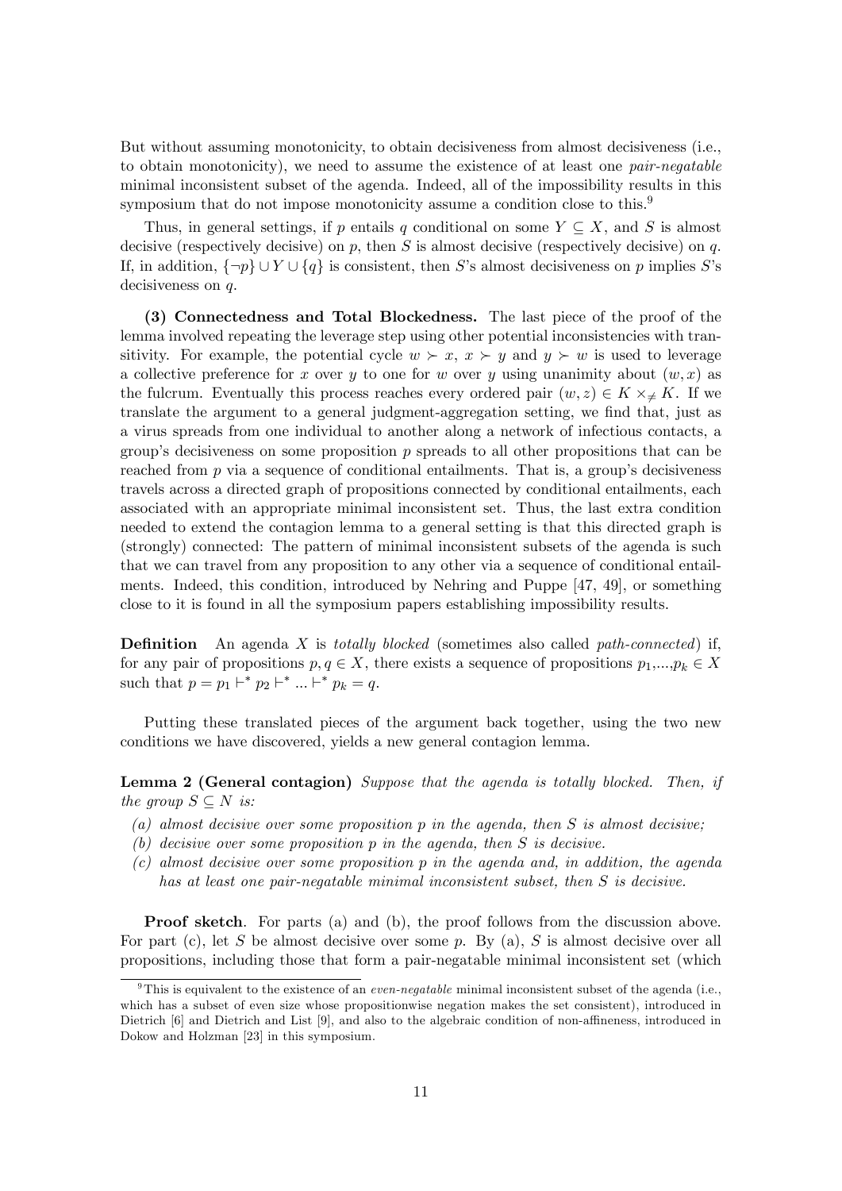But without assuming monotonicity, to obtain decisiveness from almost decisiveness (i.e., to obtain monotonicity), we need to assume the existence of at least one *pair-negatable* minimal inconsistent subset of the agenda. Indeed, all of the impossibility results in this symposium that do not impose monotonicity assume a condition close to this.[9]

Thus, in general settings, if $p$ entails $q$ conditional on some $Y \subseteq X$, and $S$ is almost decisive (respectively decisive) on $p$, then $S$ is almost decisive (respectively decisive) on $q$. If, in addition, $\{\neg p\} \cup Y \cup \{q\}$ is consistent, then $S$'s almost decisiveness on $p$ implies $S$'s decisiveness on $q$.

**(3) Connectedness and Total Blockedness.** The last piece of the proof of the lemma involved repeating the leverage step using other potential inconsistencies with transitivity. For example, the potential cycle $w \succ x$, $x \succ y$ and $y \succ w$ is used to leverage a collective preference for $x$ over $y$ to one for $w$ over $y$ using unanimity about $(w, x)$ as the fulcrum. Eventually this process reaches every ordered pair $(w, z) \in K \times_{\neq} K$. If we translate the argument to a general judgment-aggregation setting, we find that, just as a virus spreads from one individual to another along a network of infectious contacts, a group's decisiveness on some proposition $p$ spreads to all other propositions that can be reached from $p$ via a sequence of conditional entailments. That is, a group's decisiveness travels across a directed graph of propositions connected by conditional entailments, each associated with an appropriate minimal inconsistent set. Thus, the last extra condition needed to extend the contagion lemma to a general setting is that this directed graph is (strongly) connected: The pattern of minimal inconsistent subsets of the agenda is such that we can travel from any proposition to any other via a sequence of conditional entailments. Indeed, this condition, introduced by Nehring and Puppe [47, 49], or something close to it is found in all the symposium papers establishing impossibility results.

**Definition** An agenda $X$ is *totally blocked* (sometimes also called *path-connected*) if, for any pair of propositions $p, q \in X$, there exists a sequence of propositions $p_1, ..., p_k \in X$ such that $p = p_1 \vdash^* p_2 \vdash^* ... \vdash^* p_k = q$.

Putting these translated pieces of the argument back together, using the two new conditions we have discovered, yields a new general contagion lemma.

**Lemma 2 (General contagion)** *Suppose that the agenda is totally blocked. Then, if the group $S \subseteq N$ is:*

*(a) almost decisive over some proposition $p$ in the agenda, then $S$ is almost decisive;*
*(b) decisive over some proposition $p$ in the agenda, then $S$ is decisive.*
*(c) almost decisive over some proposition $p$ in the agenda and, in addition, the agenda has at least one pair-negatable minimal inconsistent subset, then $S$ is decisive.*

**Proof sketch**. For parts (a) and (b), the proof follows from the discussion above. For part (c), let $S$ be almost decisive over some $p$. By (a), $S$ is almost decisive over all propositions, including those that form a pair-negatable minimal inconsistent set (which

[9] This is equivalent to the existence of an *even-negatable* minimal inconsistent subset of the agenda (i.e., which has a subset of even size whose propositionwise negation makes the set consistent), introduced in Dietrich [6] and Dietrich and List [9], and also to the algebraic condition of non-affineness, introduced in Dokow and Holzman [23] in this symposium.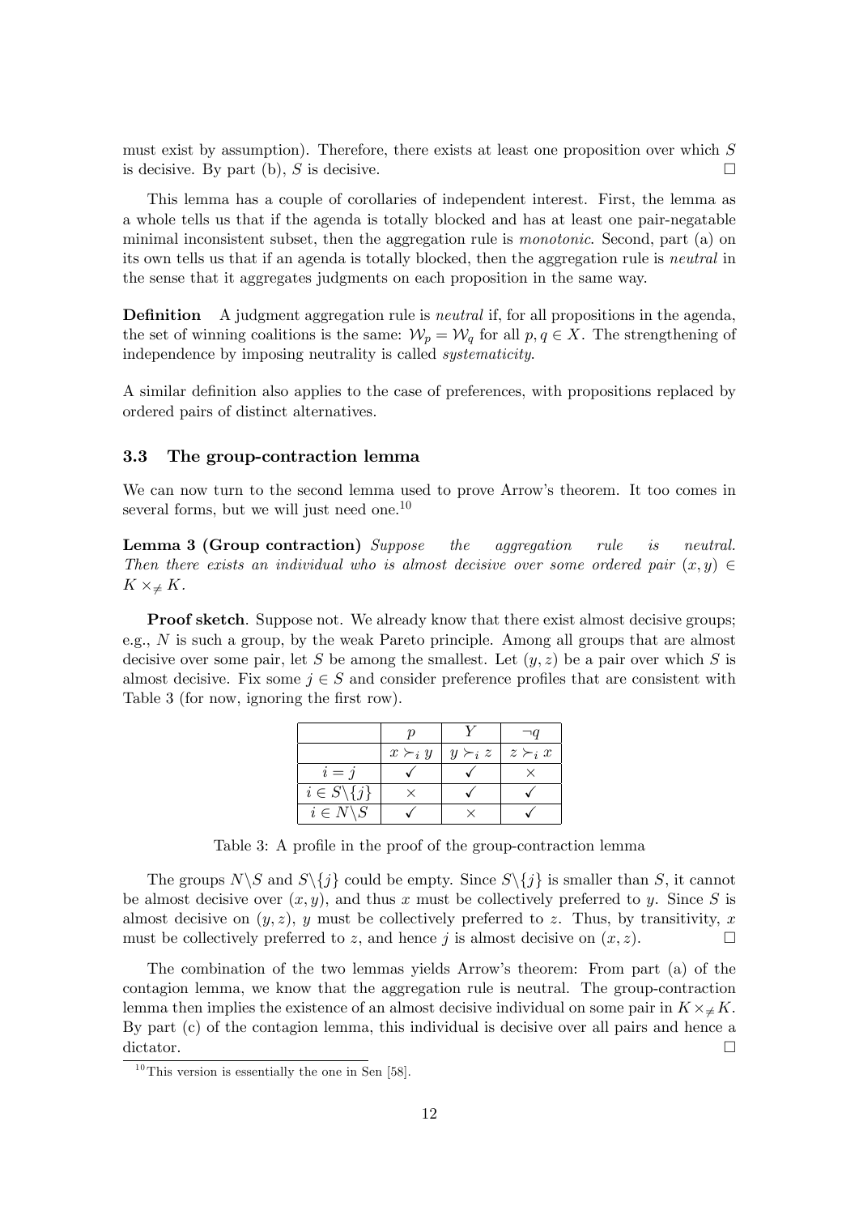must exist by assumption). Therefore, there exists at least one proposition over which $S$ is decisive. By part (b), $S$ is decisive. □

This lemma has a couple of corollaries of independent interest. First, the lemma as a whole tells us that if the agenda is totally blocked and has at least one pair-negatable minimal inconsistent subset, then the aggregation rule is *monotonic*. Second, part (a) on its own tells us that if an agenda is totally blocked, then the aggregation rule is *neutral* in the sense that it aggregates judgments on each proposition in the same way.

**Definition** A judgment aggregation rule is *neutral* if, for all propositions in the agenda, the set of winning coalitions is the same: $\mathcal{W}_p = \mathcal{W}_q$ for all $p, q \in X$. The strengthening of independence by imposing neutrality is called *systematicity*.

A similar definition also applies to the case of preferences, with propositions replaced by ordered pairs of distinct alternatives.

### 3.3 The group-contraction lemma

We can now turn to the second lemma used to prove Arrow's theorem. It too comes in several forms, but we will just need one.[10]

**Lemma 3 (Group contraction)** *Suppose the aggregation rule is neutral. Then there exists an individual who is almost decisive over some ordered pair $(x, y) \in K \times_{\neq} K$.*

**Proof sketch**. Suppose not. We already know that there exist almost decisive groups; e.g., $N$ is such a group, by the weak Pareto principle. Among all groups that are almost decisive over some pair, let $S$ be among the smallest. Let $(y, z)$ be a pair over which $S$ is almost decisive. Fix some $j \in S$ and consider preference profiles that are consistent with Table 3 (for now, ignoring the first row).

| | $p$ | $Y$ | $\neg q$ |
|---|---|---|---|
| | $x \succ_i y$ | $y \succ_i z$ | $z \succ_i x$ |
| $i = j$ | ✓ | ✓ | × |
| $i \in S \backslash \{j\}$ | × | ✓ | ✓ |
| $i \in N \backslash S$ | ✓ | × | ✓ |

Table 3: A profile in the proof of the group-contraction lemma

The groups $N \backslash S$ and $S \backslash \{j\}$ could be empty. Since $S \backslash \{j\}$ is smaller than $S$, it cannot be almost decisive over $(x, y)$, and thus $x$ must be collectively preferred to $y$. Since $S$ is almost decisive on $(y, z)$, $y$ must be collectively preferred to $z$. Thus, by transitivity, $x$ must be collectively preferred to $z$, and hence $j$ is almost decisive on $(x, z)$. □

The combination of the two lemmas yields Arrow's theorem: From part (a) of the contagion lemma, we know that the aggregation rule is neutral. The group-contraction lemma then implies the existence of an almost decisive individual on some pair in $K \times_{\neq} K$. By part (c) of the contagion lemma, this individual is decisive over all pairs and hence a dictator. □

[10] This version is essentially the one in Sen [58].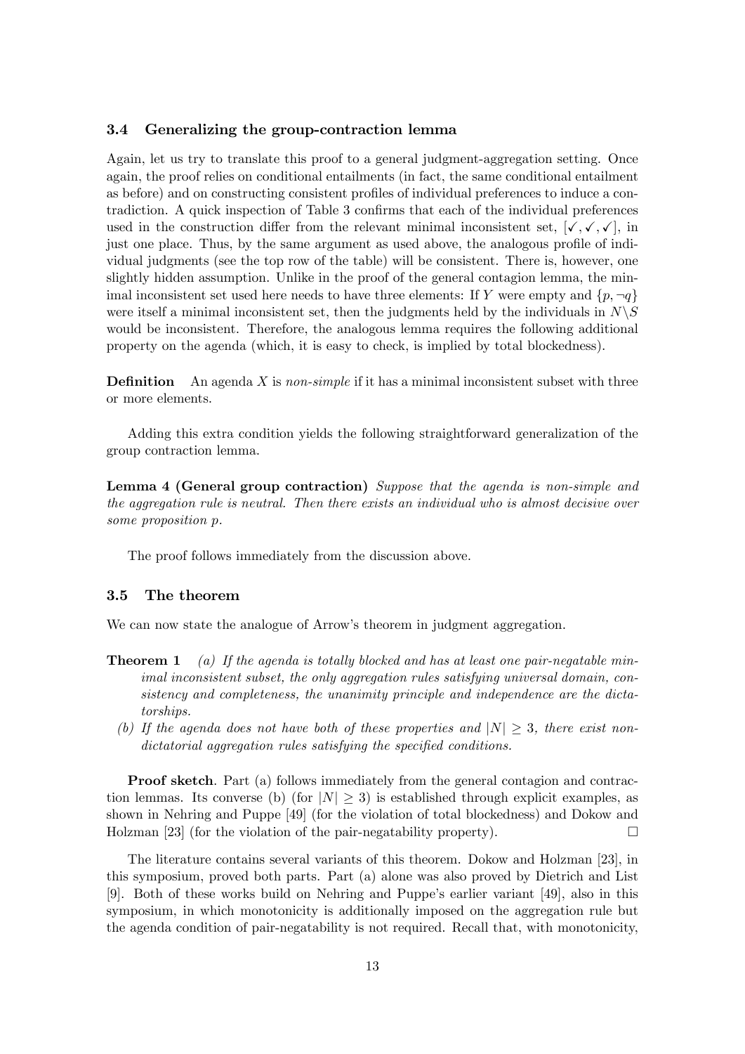### 3.4 Generalizing the group-contraction lemma

Again, let us try to translate this proof to a general judgment-aggregation setting. Once again, the proof relies on conditional entailments (in fact, the same conditional entailment as before) and on constructing consistent profiles of individual preferences to induce a contradiction. A quick inspection of Table 3 confirms that each of the individual preferences used in the construction differ from the relevant minimal inconsistent set, $[\checkmark, \checkmark, \checkmark]$, in just one place. Thus, by the same argument as used above, the analogous profile of individual judgments (see the top row of the table) will be consistent. There is, however, one slightly hidden assumption. Unlike in the proof of the general contagion lemma, the minimal inconsistent set used here needs to have three elements: If $Y$ were empty and $\{p, \neg q\}$ were itself a minimal inconsistent set, then the judgments held by the individuals in $N \backslash S$ would be inconsistent. Therefore, the analogous lemma requires the following additional property on the agenda (which, it is easy to check, is implied by total blockedness).

**Definition** An agenda $X$ is *non-simple* if it has a minimal inconsistent subset with three or more elements.

Adding this extra condition yields the following straightforward generalization of the group contraction lemma.

**Lemma 4 (General group contraction)** *Suppose that the agenda is non-simple and the aggregation rule is neutral. Then there exists an individual who is almost decisive over some proposition p.*

The proof follows immediately from the discussion above.

### 3.5 The theorem

We can now state the analogue of Arrow's theorem in judgment aggregation.

**Theorem 1** *(a) If the agenda is totally blocked and has at least one pair-negatable minimal inconsistent subset, the only aggregation rules satisfying universal domain, consistency and completeness, the unanimity principle and independence are the dictatorships.*

*(b) If the agenda does not have both of these properties and $|N| \geq 3$, there exist non-dictatorial aggregation rules satisfying the specified conditions.*

**Proof sketch**. Part (a) follows immediately from the general contagion and contraction lemmas. Its converse (b) (for $|N| \geq 3$) is established through explicit examples, as shown in Nehring and Puppe [49] (for the violation of total blockedness) and Dokow and Holzman [23] (for the violation of the pair-negatability property). □

The literature contains several variants of this theorem. Dokow and Holzman [23], in this symposium, proved both parts. Part (a) alone was also proved by Dietrich and List [9]. Both of these works build on Nehring and Puppe's earlier variant [49], also in this symposium, in which monotonicity is additionally imposed on the aggregation rule but the agenda condition of pair-negatability is not required. Recall that, with monotonicity,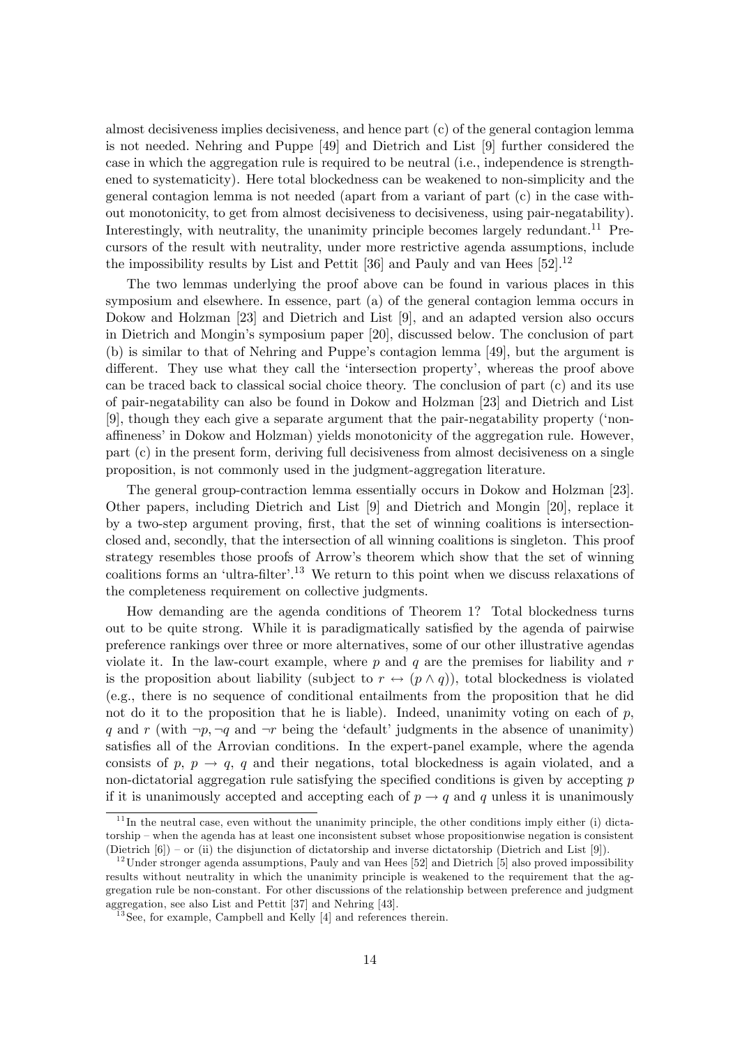almost decisiveness implies decisiveness, and hence part (c) of the general contagion lemma is not needed. Nehring and Puppe [49] and Dietrich and List [9] further considered the case in which the aggregation rule is required to be neutral (i.e., independence is strengthened to systematicity). Here total blockedness can be weakened to non-simplicity and the general contagion lemma is not needed (apart from a variant of part (c) in the case without monotonicity, to get from almost decisiveness to decisiveness, using pair-negatability). Interestingly, with neutrality, the unanimity principle becomes largely redundant.[11] Precursors of the result with neutrality, under more restrictive agenda assumptions, include the impossibility results by List and Pettit [36] and Pauly and van Hees [52].[12]

The two lemmas underlying the proof above can be found in various places in this symposium and elsewhere. In essence, part (a) of the general contagion lemma occurs in Dokow and Holzman [23] and Dietrich and List [9], and an adapted version also occurs in Dietrich and Mongin's symposium paper [20], discussed below. The conclusion of part (b) is similar to that of Nehring and Puppe's contagion lemma [49], but the argument is different. They use what they call the 'intersection property', whereas the proof above can be traced back to classical social choice theory. The conclusion of part (c) and its use of pair-negatability can also be found in Dokow and Holzman [23] and Dietrich and List [9], though they each give a separate argument that the pair-negatability property ('non-affineness' in Dokow and Holzman) yields monotonicity of the aggregation rule. However, part (c) in the present form, deriving full decisiveness from almost decisiveness on a single proposition, is not commonly used in the judgment-aggregation literature.

The general group-contraction lemma essentially occurs in Dokow and Holzman [23]. Other papers, including Dietrich and List [9] and Dietrich and Mongin [20], replace it by a two-step argument proving, first, that the set of winning coalitions is intersection-closed and, secondly, that the intersection of all winning coalitions is singleton. This proof strategy resembles those proofs of Arrow's theorem which show that the set of winning coalitions forms an 'ultra-filter'.[13] We return to this point when we discuss relaxations of the completeness requirement on collective judgments.

How demanding are the agenda conditions of Theorem 1? Total blockedness turns out to be quite strong. While it is paradigmatically satisfied by the agenda of pairwise preference rankings over three or more alternatives, some of our other illustrative agendas violate it. In the law-court example, where $p$ and $q$ are the premises for liability and $r$ is the proposition about liability (subject to $r \leftrightarrow (p \wedge q)$), total blockedness is violated (e.g., there is no sequence of conditional entailments from the proposition that he did not do it to the proposition that he is liable). Indeed, unanimity voting on each of $p$, $q$ and $r$ (with $\neg p, \neg q$ and $\neg r$ being the 'default' judgments in the absence of unanimity) satisfies all of the Arrovian conditions. In the expert-panel example, where the agenda consists of $p$, $p \rightarrow q$, $q$ and their negations, total blockedness is again violated, and a non-dictatorial aggregation rule satisfying the specified conditions is given by accepting $p$ if it is unanimously accepted and accepting each of $p \rightarrow q$ and $q$ unless it is unanimously

---

[11] In the neutral case, even without the unanimity principle, the other conditions imply either (i) dictatorship – when the agenda has at least one inconsistent subset whose propositionwise negation is consistent (Dietrich [6]) – or (ii) the disjunction of dictatorship and inverse dictatorship (Dietrich and List [9]).

[12] Under stronger agenda assumptions, Pauly and van Hees [52] and Dietrich [5] also proved impossibility results without neutrality in which the unanimity principle is weakened to the requirement that the aggregation rule be non-constant. For other discussions of the relationship between preference and judgment aggregation, see also List and Pettit [37] and Nehring [43].

[13] See, for example, Campbell and Kelly [4] and references therein.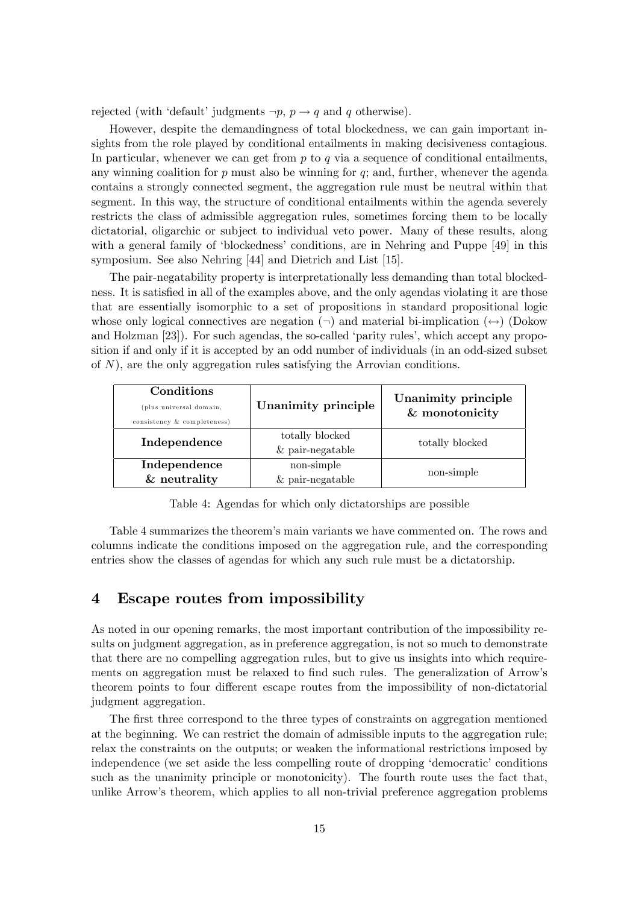rejected (with 'default' judgments $\neg p$, $p \rightarrow q$ and $q$ otherwise).

However, despite the demandingness of total blockedness, we can gain important insights from the role played by conditional entailments in making decisiveness contagious. In particular, whenever we can get from $p$ to $q$ via a sequence of conditional entailments, any winning coalition for $p$ must also be winning for $q$; and, further, whenever the agenda contains a strongly connected segment, the aggregation rule must be neutral within that segment. In this way, the structure of conditional entailments within the agenda severely restricts the class of admissible aggregation rules, sometimes forcing them to be locally dictatorial, oligarchic or subject to individual veto power. Many of these results, along with a general family of 'blockedness' conditions, are in Nehring and Puppe [49] in this symposium. See also Nehring [44] and Dietrich and List [15].

The pair-negatability property is interpretationally less demanding than total blockedness. It is satisfied in all of the examples above, and the only agendas violating it are those that are essentially isomorphic to a set of propositions in standard propositional logic whose only logical connectives are negation ($\neg$) and material bi-implication ($\leftrightarrow$) (Dokow and Holzman [23]). For such agendas, the so-called 'parity rules', which accept any proposition if and only if it is accepted by an odd number of individuals (in an odd-sized subset of $N$), are the only aggregation rules satisfying the Arrovian conditions.

| **Conditions** (plus universal domain, consistency & completeness) | **Unanimity principle** | **Unanimity principle & monotonicity** |
|---|---|---|
| **Independence** | totally blocked & pair-negatable | totally blocked |
| **Independence & neutrality** | non-simple & pair-negatable | non-simple |

Table 4: Agendas for which only dictatorships are possible

Table 4 summarizes the theorem's main variants we have commented on. The rows and columns indicate the conditions imposed on the aggregation rule, and the corresponding entries show the classes of agendas for which any such rule must be a dictatorship.

## 4 Escape routes from impossibility

As noted in our opening remarks, the most important contribution of the impossibility results on judgment aggregation, as in preference aggregation, is not so much to demonstrate that there are no compelling aggregation rules, but to give us insights into which requirements on aggregation must be relaxed to find such rules. The generalization of Arrow's theorem points to four different escape routes from the impossibility of non-dictatorial judgment aggregation.

The first three correspond to the three types of constraints on aggregation mentioned at the beginning. We can restrict the domain of admissible inputs to the aggregation rule; relax the constraints on the outputs; or weaken the informational restrictions imposed by independence (we set aside the less compelling route of dropping 'democratic' conditions such as the unanimity principle or monotonicity). The fourth route uses the fact that, unlike Arrow's theorem, which applies to all non-trivial preference aggregation problems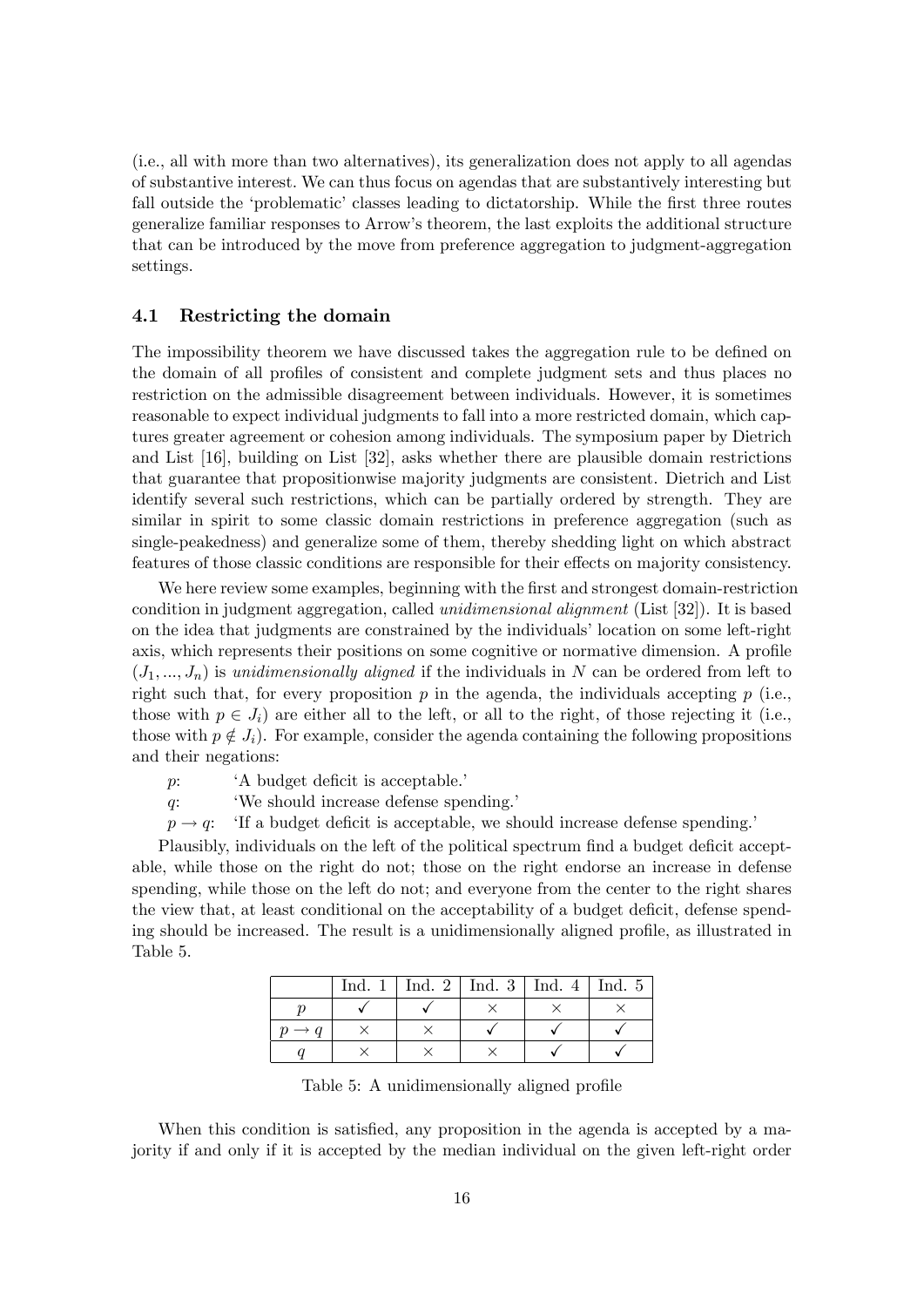(i.e., all with more than two alternatives), its generalization does not apply to all agendas of substantive interest. We can thus focus on agendas that are substantively interesting but fall outside the 'problematic' classes leading to dictatorship. While the first three routes generalize familiar responses to Arrow's theorem, the last exploits the additional structure that can be introduced by the move from preference aggregation to judgment-aggregation settings.

### 4.1 Restricting the domain

The impossibility theorem we have discussed takes the aggregation rule to be defined on the domain of all profiles of consistent and complete judgment sets and thus places no restriction on the admissible disagreement between individuals. However, it is sometimes reasonable to expect individual judgments to fall into a more restricted domain, which captures greater agreement or cohesion among individuals. The symposium paper by Dietrich and List [16], building on List [32], asks whether there are plausible domain restrictions that guarantee that propositionwise majority judgments are consistent. Dietrich and List identify several such restrictions, which can be partially ordered by strength. They are similar in spirit to some classic domain restrictions in preference aggregation (such as single-peakedness) and generalize some of them, thereby shedding light on which abstract features of those classic conditions are responsible for their effects on majority consistency.

We here review some examples, beginning with the first and strongest domain-restriction condition in judgment aggregation, called *unidimensional alignment* (List [32]). It is based on the idea that judgments are constrained by the individuals' location on some left-right axis, which represents their positions on some cognitive or normative dimension. A profile $(J_1, ..., J_n)$ is *unidimensionally aligned* if the individuals in $N$ can be ordered from left to right such that, for every proposition $p$ in the agenda, the individuals accepting $p$ (i.e., those with $p \in J_i$) are either all to the left, or all to the right, of those rejecting it (i.e., those with $p \notin J_i$). For example, consider the agenda containing the following propositions and their negations:

$p$: 'A budget deficit is acceptable.'

$q$: 'We should increase defense spending.'

$p \to q$: 'If a budget deficit is acceptable, we should increase defense spending.'

Plausibly, individuals on the left of the political spectrum find a budget deficit acceptable, while those on the right do not; those on the right endorse an increase in defense spending, while those on the left do not; and everyone from the center to the right shares the view that, at least conditional on the acceptability of a budget deficit, defense spending should be increased. The result is a unidimensionally aligned profile, as illustrated in Table 5.

| | Ind. 1 | Ind. 2 | Ind. 3 | Ind. 4 | Ind. 5 |
|---|---|---|---|---|---|
| $p$ | ✓ | ✓ | × | × | × |
| $p \to q$ | × | × | ✓ | ✓ | ✓ |
| $q$ | × | × | × | ✓ | ✓ |

Table 5: A unidimensionally aligned profile

When this condition is satisfied, any proposition in the agenda is accepted by a majority if and only if it is accepted by the median individual on the given left-right order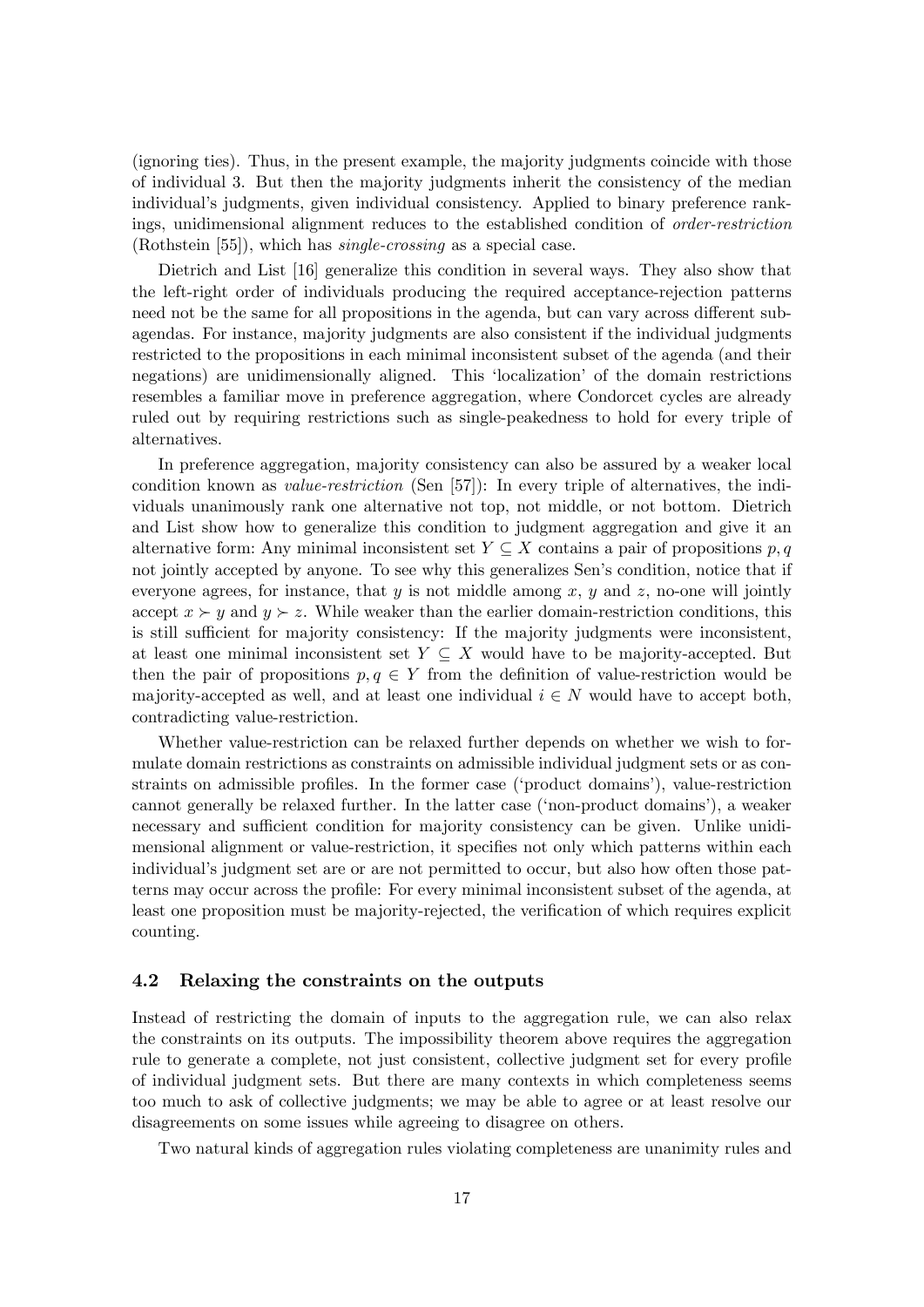(ignoring ties). Thus, in the present example, the majority judgments coincide with those of individual 3. But then the majority judgments inherit the consistency of the median individual's judgments, given individual consistency. Applied to binary preference rankings, unidimensional alignment reduces to the established condition of *order-restriction* (Rothstein [55]), which has *single-crossing* as a special case.

Dietrich and List [16] generalize this condition in several ways. They also show that the left-right order of individuals producing the required acceptance-rejection patterns need not be the same for all propositions in the agenda, but can vary across different subagendas. For instance, majority judgments are also consistent if the individual judgments restricted to the propositions in each minimal inconsistent subset of the agenda (and their negations) are unidimensionally aligned. This 'localization' of the domain restrictions resembles a familiar move in preference aggregation, where Condorcet cycles are already ruled out by requiring restrictions such as single-peakedness to hold for every triple of alternatives.

In preference aggregation, majority consistency can also be assured by a weaker local condition known as *value-restriction* (Sen [57]): In every triple of alternatives, the individuals unanimously rank one alternative not top, not middle, or not bottom. Dietrich and List show how to generalize this condition to judgment aggregation and give it an alternative form: Any minimal inconsistent set $Y \subseteq X$ contains a pair of propositions $p, q$ not jointly accepted by anyone. To see why this generalizes Sen's condition, notice that if everyone agrees, for instance, that $y$ is not middle among $x$, $y$ and $z$, no-one will jointly accept $x \succ y$ and $y \succ z$. While weaker than the earlier domain-restriction conditions, this is still sufficient for majority consistency: If the majority judgments were inconsistent, at least one minimal inconsistent set $Y \subseteq X$ would have to be majority-accepted. But then the pair of propositions $p, q \in Y$ from the definition of value-restriction would be majority-accepted as well, and at least one individual $i \in N$ would have to accept both, contradicting value-restriction.

Whether value-restriction can be relaxed further depends on whether we wish to formulate domain restrictions as constraints on admissible individual judgment sets or as constraints on admissible profiles. In the former case ('product domains'), value-restriction cannot generally be relaxed further. In the latter case ('non-product domains'), a weaker necessary and sufficient condition for majority consistency can be given. Unlike unidimensional alignment or value-restriction, it specifies not only which patterns within each individual's judgment set are or are not permitted to occur, but also how often those patterns may occur across the profile: For every minimal inconsistent subset of the agenda, at least one proposition must be majority-rejected, the verification of which requires explicit counting.

### 4.2 Relaxing the constraints on the outputs

Instead of restricting the domain of inputs to the aggregation rule, we can also relax the constraints on its outputs. The impossibility theorem above requires the aggregation rule to generate a complete, not just consistent, collective judgment set for every profile of individual judgment sets. But there are many contexts in which completeness seems too much to ask of collective judgments; we may be able to agree or at least resolve our disagreements on some issues while agreeing to disagree on others.

Two natural kinds of aggregation rules violating completeness are unanimity rules and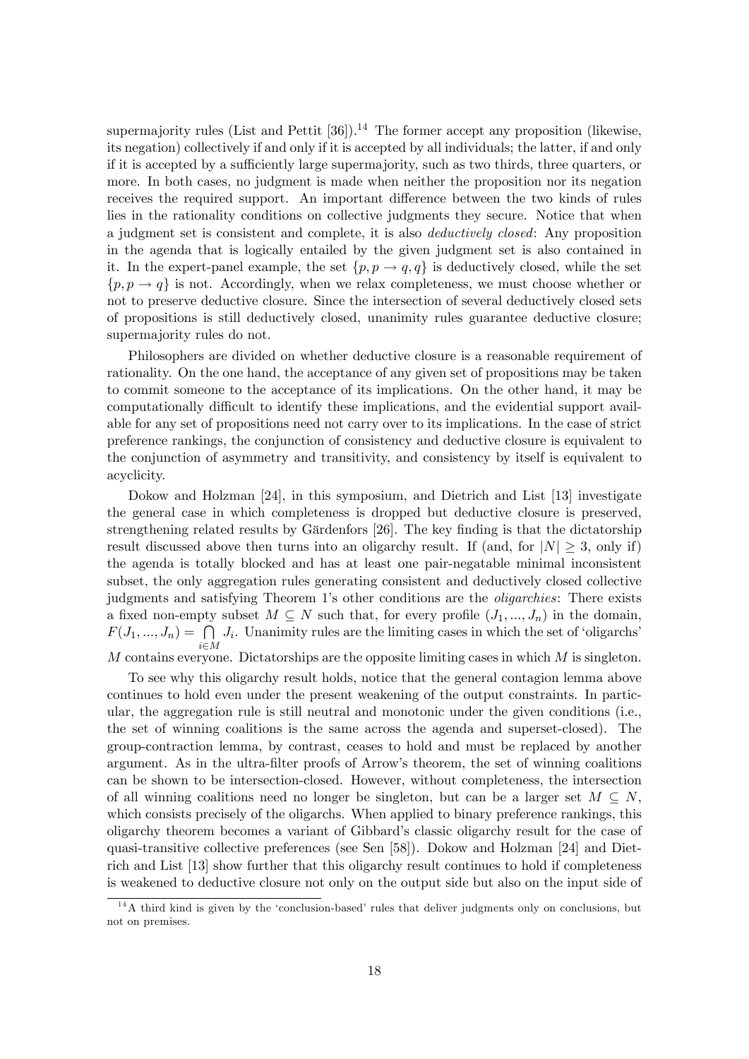supermajority rules (List and Pettit [36]).[14] The former accept any proposition (likewise, its negation) collectively if and only if it is accepted by all individuals; the latter, if and only if it is accepted by a sufficiently large supermajority, such as two thirds, three quarters, or more. In both cases, no judgment is made when neither the proposition nor its negation receives the required support. An important difference between the two kinds of rules lies in the rationality conditions on collective judgments they secure. Notice that when a judgment set is consistent and complete, it is also *deductively closed*: Any proposition in the agenda that is logically entailed by the given judgment set is also contained in it. In the expert-panel example, the set $\{p, p \rightarrow q, q\}$ is deductively closed, while the set $\{p, p \rightarrow q\}$ is not. Accordingly, when we relax completeness, we must choose whether or not to preserve deductive closure. Since the intersection of several deductively closed sets of propositions is still deductively closed, unanimity rules guarantee deductive closure; supermajority rules do not.

Philosophers are divided on whether deductive closure is a reasonable requirement of rationality. On the one hand, the acceptance of any given set of propositions may be taken to commit someone to the acceptance of its implications. On the other hand, it may be computationally difficult to identify these implications, and the evidential support available for any set of propositions need not carry over to its implications. In the case of strict preference rankings, the conjunction of consistency and deductive closure is equivalent to the conjunction of asymmetry and transitivity, and consistency by itself is equivalent to acyclicity.

Dokow and Holzman [24], in this symposium, and Dietrich and List [13] investigate the general case in which completeness is dropped but deductive closure is preserved, strengthening related results by Gärdenfors [26]. The key finding is that the dictatorship result discussed above then turns into an oligarchy result. If (and, for $|N| \geq 3$, only if) the agenda is totally blocked and has at least one pair-negatable minimal inconsistent subset, the only aggregation rules generating consistent and deductively closed collective judgments and satisfying Theorem 1's other conditions are the *oligarchies*: There exists a fixed non-empty subset $M \subseteq N$ such that, for every profile $(J_1, ..., J_n)$ in the domain, $F(J_1, ..., J_n) = \bigcap_{i \in M} J_i$. Unanimity rules are the limiting cases in which the set of 'oligarchs' $M$ contains everyone. Dictatorships are the opposite limiting cases in which $M$ is singleton.

To see why this oligarchy result holds, notice that the general contagion lemma above continues to hold even under the present weakening of the output constraints. In particular, the aggregation rule is still neutral and monotonic under the given conditions (i.e., the set of winning coalitions is the same across the agenda and superset-closed). The group-contraction lemma, by contrast, ceases to hold and must be replaced by another argument. As in the ultra-filter proofs of Arrow's theorem, the set of winning coalitions can be shown to be intersection-closed. However, without completeness, the intersection of all winning coalitions need no longer be singleton, but can be a larger set $M \subseteq N$, which consists precisely of the oligarchs. When applied to binary preference rankings, this oligarchy theorem becomes a variant of Gibbard's classic oligarchy result for the case of quasi-transitive collective preferences (see Sen [58]). Dokow and Holzman [24] and Dietrich and List [13] show further that this oligarchy result continues to hold if completeness is weakened to deductive closure not only on the output side but also on the input side of

[14] A third kind is given by the 'conclusion-based' rules that deliver judgments only on conclusions, but not on premises.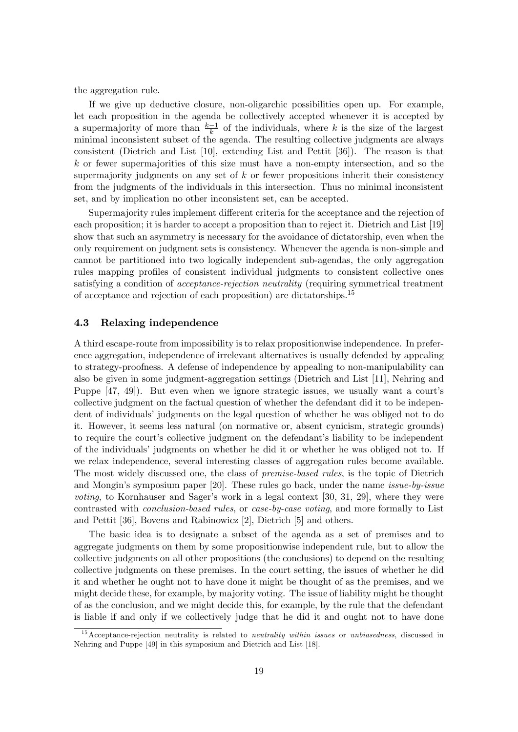the aggregation rule.

If we give up deductive closure, non-oligarchic possibilities open up. For example, let each proposition in the agenda be collectively accepted whenever it is accepted by a supermajority of more than $\frac{k-1}{k}$ of the individuals, where $k$ is the size of the largest minimal inconsistent subset of the agenda. The resulting collective judgments are always consistent (Dietrich and List [10], extending List and Pettit [36]). The reason is that $k$ or fewer supermajorities of this size must have a non-empty intersection, and so the supermajority judgments on any set of $k$ or fewer propositions inherit their consistency from the judgments of the individuals in this intersection. Thus no minimal inconsistent set, and by implication no other inconsistent set, can be accepted.

Supermajority rules implement different criteria for the acceptance and the rejection of each proposition; it is harder to accept a proposition than to reject it. Dietrich and List [19] show that such an asymmetry is necessary for the avoidance of dictatorship, even when the only requirement on judgment sets is consistency. Whenever the agenda is non-simple and cannot be partitioned into two logically independent sub-agendas, the only aggregation rules mapping profiles of consistent individual judgments to consistent collective ones satisfying a condition of *acceptance-rejection neutrality* (requiring symmetrical treatment of acceptance and rejection of each proposition) are dictatorships.[15]

### 4.3 Relaxing independence

A third escape-route from impossibility is to relax propositionwise independence. In preference aggregation, independence of irrelevant alternatives is usually defended by appealing to strategy-proofness. A defense of independence by appealing to non-manipulability can also be given in some judgment-aggregation settings (Dietrich and List [11], Nehring and Puppe [47, 49]). But even when we ignore strategic issues, we usually want a court's collective judgment on the factual question of whether the defendant did it to be independent of individuals' judgments on the legal question of whether he was obliged not to do it. However, it seems less natural (on normative or, absent cynicism, strategic grounds) to require the court's collective judgment on the defendant's liability to be independent of the individuals' judgments on whether he did it or whether he was obliged not to. If we relax independence, several interesting classes of aggregation rules become available. The most widely discussed one, the class of *premise-based rules*, is the topic of Dietrich and Mongin's symposium paper [20]. These rules go back, under the name *issue-by-issue voting*, to Kornhauser and Sager's work in a legal context [30, 31, 29], where they were contrasted with *conclusion-based rules*, or *case-by-case voting*, and more formally to List and Pettit [36], Bovens and Rabinowicz [2], Dietrich [5] and others.

The basic idea is to designate a subset of the agenda as a set of premises and to aggregate judgments on them by some propositionwise independent rule, but to allow the collective judgments on all other propositions (the conclusions) to depend on the resulting collective judgments on these premises. In the court setting, the issues of whether he did it and whether he ought not to have done it might be thought of as the premises, and we might decide these, for example, by majority voting. The issue of liability might be thought of as the conclusion, and we might decide this, for example, by the rule that the defendant is liable if and only if we collectively judge that he did it and ought not to have done

[15] Acceptance-rejection neutrality is related to *neutrality within issues* or *unbiasedness*, discussed in Nehring and Puppe [49] in this symposium and Dietrich and List [18].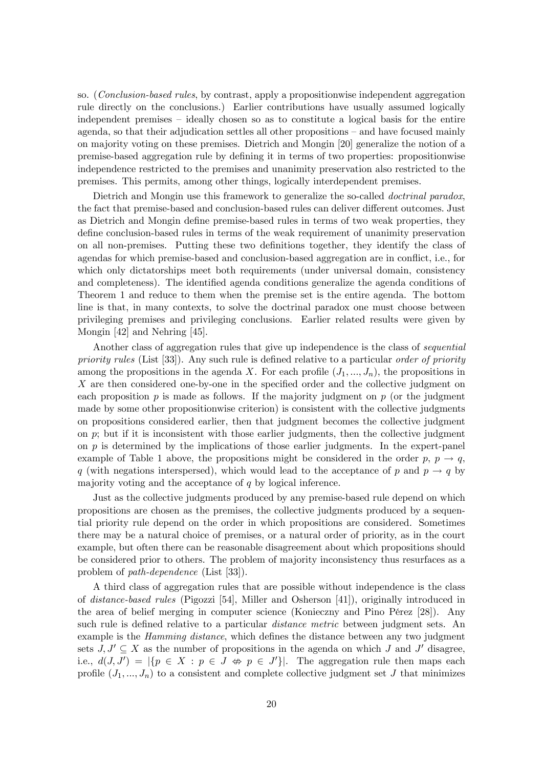so. (*Conclusion-based rules*, by contrast, apply a propositionwise independent aggregation rule directly on the conclusions.) Earlier contributions have usually assumed logically independent premises – ideally chosen so as to constitute a logical basis for the entire agenda, so that their adjudication settles all other propositions – and have focused mainly on majority voting on these premises. Dietrich and Mongin [20] generalize the notion of a premise-based aggregation rule by defining it in terms of two properties: propositionwise independence restricted to the premises and unanimity preservation also restricted to the premises. This permits, among other things, logically interdependent premises.

Dietrich and Mongin use this framework to generalize the so-called *doctrinal paradox*, the fact that premise-based and conclusion-based rules can deliver different outcomes. Just as Dietrich and Mongin define premise-based rules in terms of two weak properties, they define conclusion-based rules in terms of the weak requirement of unanimity preservation on all non-premises. Putting these two definitions together, they identify the class of agendas for which premise-based and conclusion-based aggregation are in conflict, i.e., for which only dictatorships meet both requirements (under universal domain, consistency and completeness). The identified agenda conditions generalize the agenda conditions of Theorem 1 and reduce to them when the premise set is the entire agenda. The bottom line is that, in many contexts, to solve the doctrinal paradox one must choose between privileging premises and privileging conclusions. Earlier related results were given by Mongin [42] and Nehring [45].

Another class of aggregation rules that give up independence is the class of *sequential priority rules* (List [33]). Any such rule is defined relative to a particular *order of priority* among the propositions in the agenda $X$. For each profile $(J_1, ..., J_n)$, the propositions in $X$ are then considered one-by-one in the specified order and the collective judgment on each proposition $p$ is made as follows. If the majority judgment on $p$ (or the judgment made by some other propositionwise criterion) is consistent with the collective judgments on propositions considered earlier, then that judgment becomes the collective judgment on $p$; but if it is inconsistent with those earlier judgments, then the collective judgment on $p$ is determined by the implications of those earlier judgments. In the expert-panel example of Table 1 above, the propositions might be considered in the order $p$, $p \to q$, $q$ (with negations interspersed), which would lead to the acceptance of $p$ and $p \to q$ by majority voting and the acceptance of $q$ by logical inference.

Just as the collective judgments produced by any premise-based rule depend on which propositions are chosen as the premises, the collective judgments produced by a sequential priority rule depend on the order in which propositions are considered. Sometimes there may be a natural choice of premises, or a natural order of priority, as in the court example, but often there can be reasonable disagreement about which propositions should be considered prior to others. The problem of majority inconsistency thus resurfaces as a problem of *path-dependence* (List [33]).

A third class of aggregation rules that are possible without independence is the class of *distance-based rules* (Pigozzi [54], Miller and Osherson [41]), originally introduced in the area of belief merging in computer science (Konieczny and Pino Pérez [28]). Any such rule is defined relative to a particular *distance metric* between judgment sets. An example is the *Hamming distance*, which defines the distance between any two judgment sets $J, J' \subseteq X$ as the number of propositions in the agenda on which $J$ and $J'$ disagree, i.e., $d(J, J') = |\{p \in X : p \in J \not\Leftrightarrow p \in J'\}|$. The aggregation rule then maps each profile $(J_1, ..., J_n)$ to a consistent and complete collective judgment set $J$ that minimizes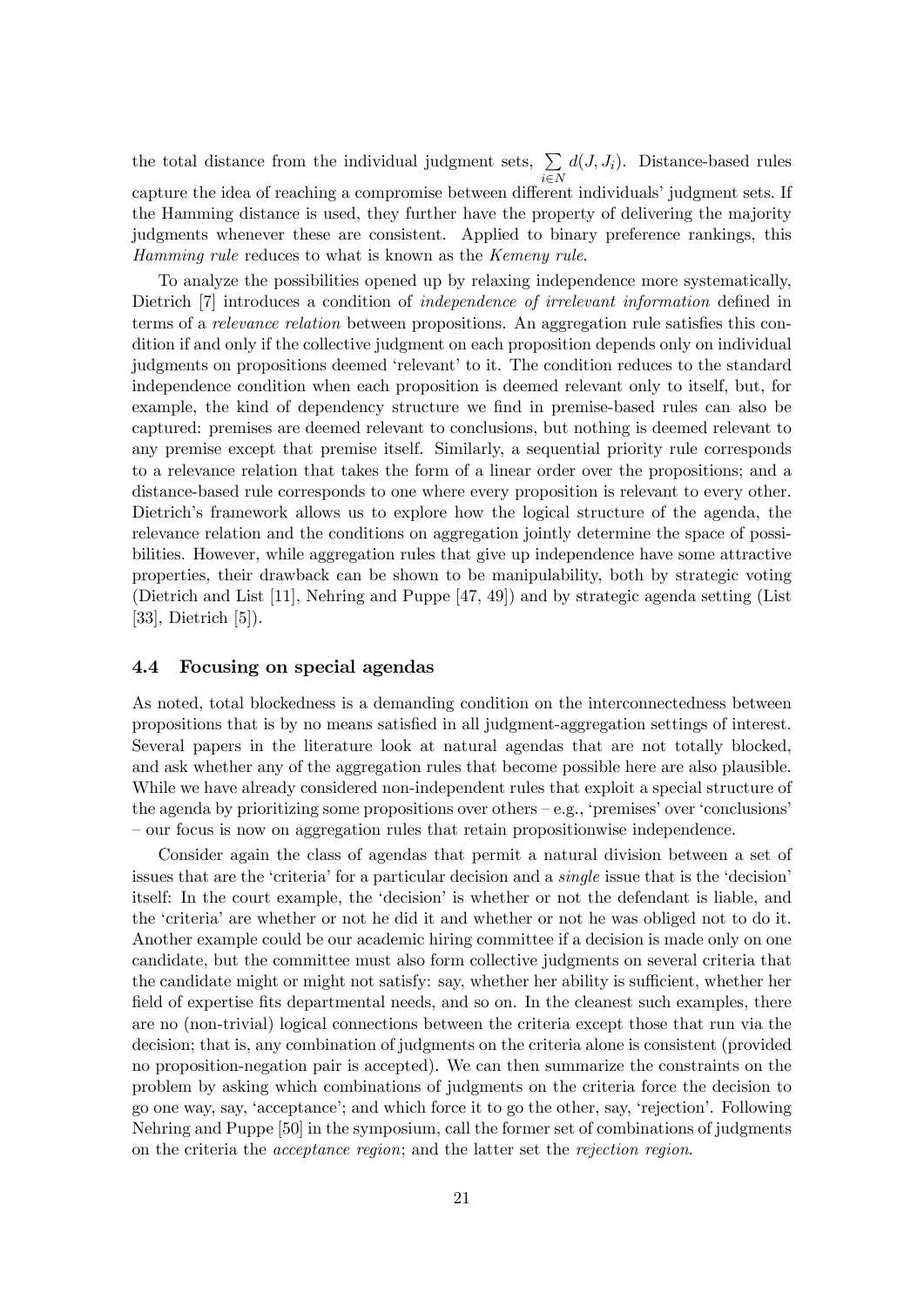the total distance from the individual judgment sets, $\sum_{i \in N} d(J, J_i)$. Distance-based rules capture the idea of reaching a compromise between different individuals' judgment sets. If the Hamming distance is used, they further have the property of delivering the majority judgments whenever these are consistent. Applied to binary preference rankings, this *Hamming rule* reduces to what is known as the *Kemeny rule*.

To analyze the possibilities opened up by relaxing independence more systematically, Dietrich [7] introduces a condition of *independence of irrelevant information* defined in terms of a *relevance relation* between propositions. An aggregation rule satisfies this condition if and only if the collective judgment on each proposition depends only on individual judgments on propositions deemed 'relevant' to it. The condition reduces to the standard independence condition when each proposition is deemed relevant only to itself, but, for example, the kind of dependency structure we find in premise-based rules can also be captured: premises are deemed relevant to conclusions, but nothing is deemed relevant to any premise except that premise itself. Similarly, a sequential priority rule corresponds to a relevance relation that takes the form of a linear order over the propositions; and a distance-based rule corresponds to one where every proposition is relevant to every other. Dietrich's framework allows us to explore how the logical structure of the agenda, the relevance relation and the conditions on aggregation jointly determine the space of possibilities. However, while aggregation rules that give up independence have some attractive properties, their drawback can be shown to be manipulability, both by strategic voting (Dietrich and List [11], Nehring and Puppe [47, 49]) and by strategic agenda setting (List [33], Dietrich [5]).

### 4.4 Focusing on special agendas

As noted, total blockedness is a demanding condition on the interconnectedness between propositions that is by no means satisfied in all judgment-aggregation settings of interest. Several papers in the literature look at natural agendas that are not totally blocked, and ask whether any of the aggregation rules that become possible here are also plausible. While we have already considered non-independent rules that exploit a special structure of the agenda by prioritizing some propositions over others – e.g., 'premises' over 'conclusions' – our focus is now on aggregation rules that retain propositionwise independence.

Consider again the class of agendas that permit a natural division between a set of issues that are the 'criteria' for a particular decision and a *single* issue that is the 'decision' itself: In the court example, the 'decision' is whether or not the defendant is liable, and the 'criteria' are whether or not he did it and whether or not he was obliged not to do it. Another example could be our academic hiring committee if a decision is made only on one candidate, but the committee must also form collective judgments on several criteria that the candidate might or might not satisfy: say, whether her ability is sufficient, whether her field of expertise fits departmental needs, and so on. In the cleanest such examples, there are no (non-trivial) logical connections between the criteria except those that run via the decision; that is, any combination of judgments on the criteria alone is consistent (provided no proposition-negation pair is accepted). We can then summarize the constraints on the problem by asking which combinations of judgments on the criteria force the decision to go one way, say, 'acceptance'; and which force it to go the other, say, 'rejection'. Following Nehring and Puppe [50] in the symposium, call the former set of combinations of judgments on the criteria the *acceptance region*; and the latter set the *rejection region*.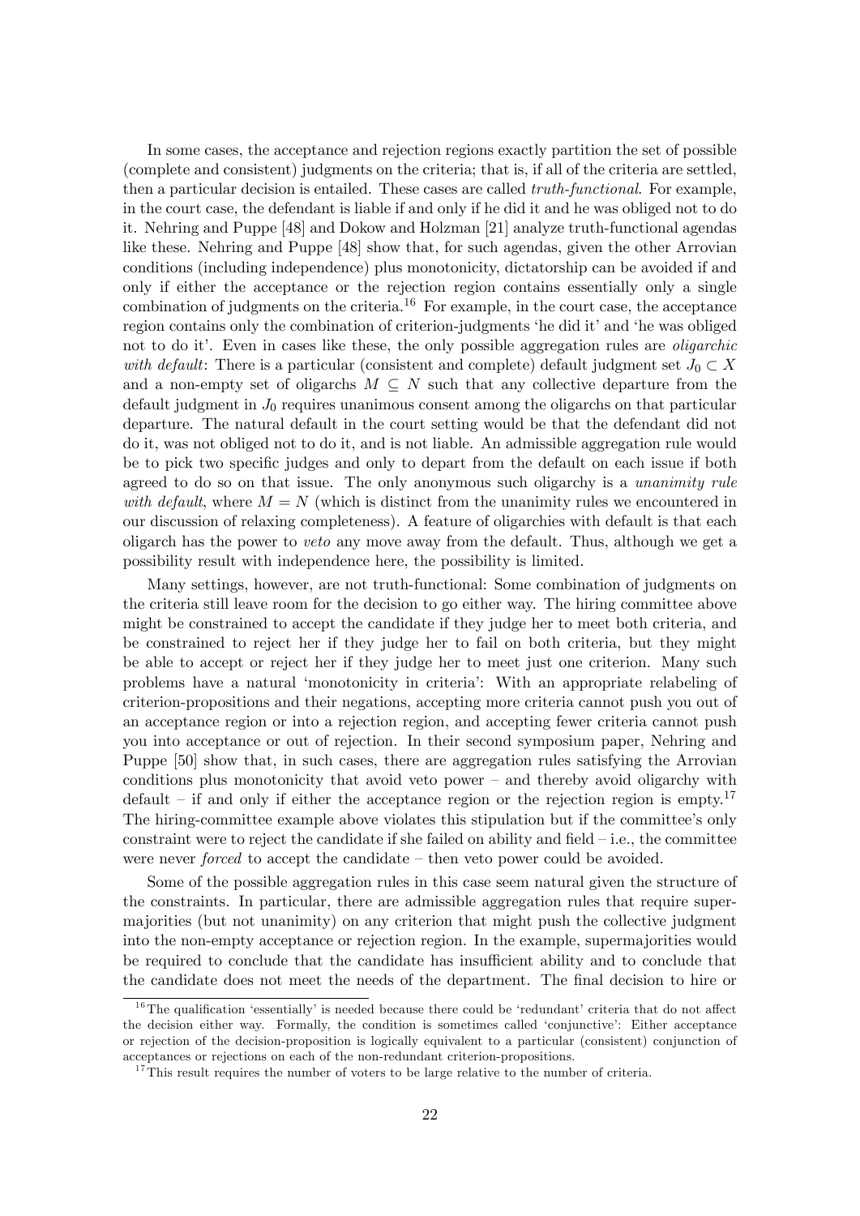In some cases, the acceptance and rejection regions exactly partition the set of possible (complete and consistent) judgments on the criteria; that is, if all of the criteria are settled, then a particular decision is entailed. These cases are called *truth-functional*. For example, in the court case, the defendant is liable if and only if he did it and he was obliged not to do it. Nehring and Puppe [48] and Dokow and Holzman [21] analyze truth-functional agendas like these. Nehring and Puppe [48] show that, for such agendas, given the other Arrovian conditions (including independence) plus monotonicity, dictatorship can be avoided if and only if either the acceptance or the rejection region contains essentially only a single combination of judgments on the criteria.[16] For example, in the court case, the acceptance region contains only the combination of criterion-judgments 'he did it' and 'he was obliged not to do it'. Even in cases like these, the only possible aggregation rules are *oligarchic with default*: There is a particular (consistent and complete) default judgment set $J_0 \subset X$ and a non-empty set of oligarchs $M \subseteq N$ such that any collective departure from the default judgment in $J_0$ requires unanimous consent among the oligarchs on that particular departure. The natural default in the court setting would be that the defendant did not do it, was not obliged not to do it, and is not liable. An admissible aggregation rule would be to pick two specific judges and only to depart from the default on each issue if both agreed to do so on that issue. The only anonymous such oligarchy is a *unanimity rule with default*, where $M = N$ (which is distinct from the unanimity rules we encountered in our discussion of relaxing completeness). A feature of oligarchies with default is that each oligarch has the power to *veto* any move away from the default. Thus, although we get a possibility result with independence here, the possibility is limited.

Many settings, however, are not truth-functional: Some combination of judgments on the criteria still leave room for the decision to go either way. The hiring committee above might be constrained to accept the candidate if they judge her to meet both criteria, and be constrained to reject her if they judge her to fail on both criteria, but they might be able to accept or reject her if they judge her to meet just one criterion. Many such problems have a natural 'monotonicity in criteria': With an appropriate relabeling of criterion-propositions and their negations, accepting more criteria cannot push you out of an acceptance region or into a rejection region, and accepting fewer criteria cannot push you into acceptance or out of rejection. In their second symposium paper, Nehring and Puppe [50] show that, in such cases, there are aggregation rules satisfying the Arrovian conditions plus monotonicity that avoid veto power – and thereby avoid oligarchy with default – if and only if either the acceptance region or the rejection region is empty.[17] The hiring-committee example above violates this stipulation but if the committee's only constraint were to reject the candidate if she failed on ability and field – i.e., the committee were never *forced* to accept the candidate – then veto power could be avoided.

Some of the possible aggregation rules in this case seem natural given the structure of the constraints. In particular, there are admissible aggregation rules that require supermajorities (but not unanimity) on any criterion that might push the collective judgment into the non-empty acceptance or rejection region. In the example, supermajorities would be required to conclude that the candidate has insufficient ability and to conclude that the candidate does not meet the needs of the department. The final decision to hire or

[16] The qualification 'essentially' is needed because there could be 'redundant' criteria that do not affect the decision either way. Formally, the condition is sometimes called 'conjunctive': Either acceptance or rejection of the decision-proposition is logically equivalent to a particular (consistent) conjunction of acceptances or rejections on each of the non-redundant criterion-propositions.

[17] This result requires the number of voters to be large relative to the number of criteria.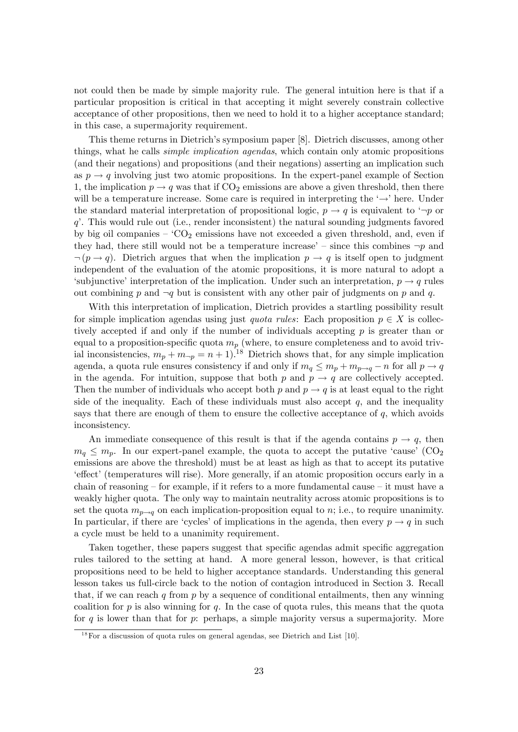not could then be made by simple majority rule. The general intuition here is that if a particular proposition is critical in that accepting it might severely constrain collective acceptance of other propositions, then we need to hold it to a higher acceptance standard; in this case, a supermajority requirement.

This theme returns in Dietrich's symposium paper [8]. Dietrich discusses, among other things, what he calls *simple implication agendas*, which contain only atomic propositions (and their negations) and propositions (and their negations) asserting an implication such as $p \to q$ involving just two atomic propositions. In the expert-panel example of Section 1, the implication $p \to q$ was that if $CO_2$ emissions are above a given threshold, then there will be a temperature increase. Some care is required in interpreting the '$\to$' here. Under the standard material interpretation of propositional logic, $p \to q$ is equivalent to '$\neg p$ or $q$'. This would rule out (i.e., render inconsistent) the natural sounding judgments favored by big oil companies – '$CO_2$ emissions have not exceeded a given threshold, and, even if they had, there still would not be a temperature increase' – since this combines $\neg p$ and $\neg(p \to q)$. Dietrich argues that when the implication $p \to q$ is itself open to judgment independent of the evaluation of the atomic propositions, it is more natural to adopt a 'subjunctive' interpretation of the implication. Under such an interpretation, $p \to q$ rules out combining $p$ and $\neg q$ but is consistent with any other pair of judgments on $p$ and $q$.

With this interpretation of implication, Dietrich provides a startling possibility result for simple implication agendas using just *quota rules*: Each proposition $p \in X$ is collectively accepted if and only if the number of individuals accepting $p$ is greater than or equal to a proposition-specific quota $m_p$ (where, to ensure completeness and to avoid trivial inconsistencies, $m_p + m_{\neg p} = n + 1$).[18] Dietrich shows that, for any simple implication agenda, a quota rule ensures consistency if and only if $m_q \leq m_p + m_{p \to q} - n$ for all $p \to q$ in the agenda. For intuition, suppose that both $p$ and $p \to q$ are collectively accepted. Then the number of individuals who accept both $p$ and $p \to q$ is at least equal to the right side of the inequality. Each of these individuals must also accept $q$, and the inequality says that there are enough of them to ensure the collective acceptance of $q$, which avoids inconsistency.

An immediate consequence of this result is that if the agenda contains $p \to q$, then $m_q \leq m_p$. In our expert-panel example, the quota to accept the putative 'cause' ($CO_2$ emissions are above the threshold) must be at least as high as that to accept its putative 'effect' (temperatures will rise). More generally, if an atomic proposition occurs early in a chain of reasoning – for example, if it refers to a more fundamental cause – it must have a weakly higher quota. The only way to maintain neutrality across atomic propositions is to set the quota $m_{p \to q}$ on each implication-proposition equal to $n$; i.e., to require unanimity. In particular, if there are 'cycles' of implications in the agenda, then every $p \to q$ in such a cycle must be held to a unanimity requirement.

Taken together, these papers suggest that specific agendas admit specific aggregation rules tailored to the setting at hand. A more general lesson, however, is that critical propositions need to be held to higher acceptance standards. Understanding this general lesson takes us full-circle back to the notion of contagion introduced in Section 3. Recall that, if we can reach $q$ from $p$ by a sequence of conditional entailments, then any winning coalition for $p$ is also winning for $q$. In the case of quota rules, this means that the quota for $q$ is lower than that for $p$: perhaps, a simple majority versus a supermajority. More

[18] For a discussion of quota rules on general agendas, see Dietrich and List [10].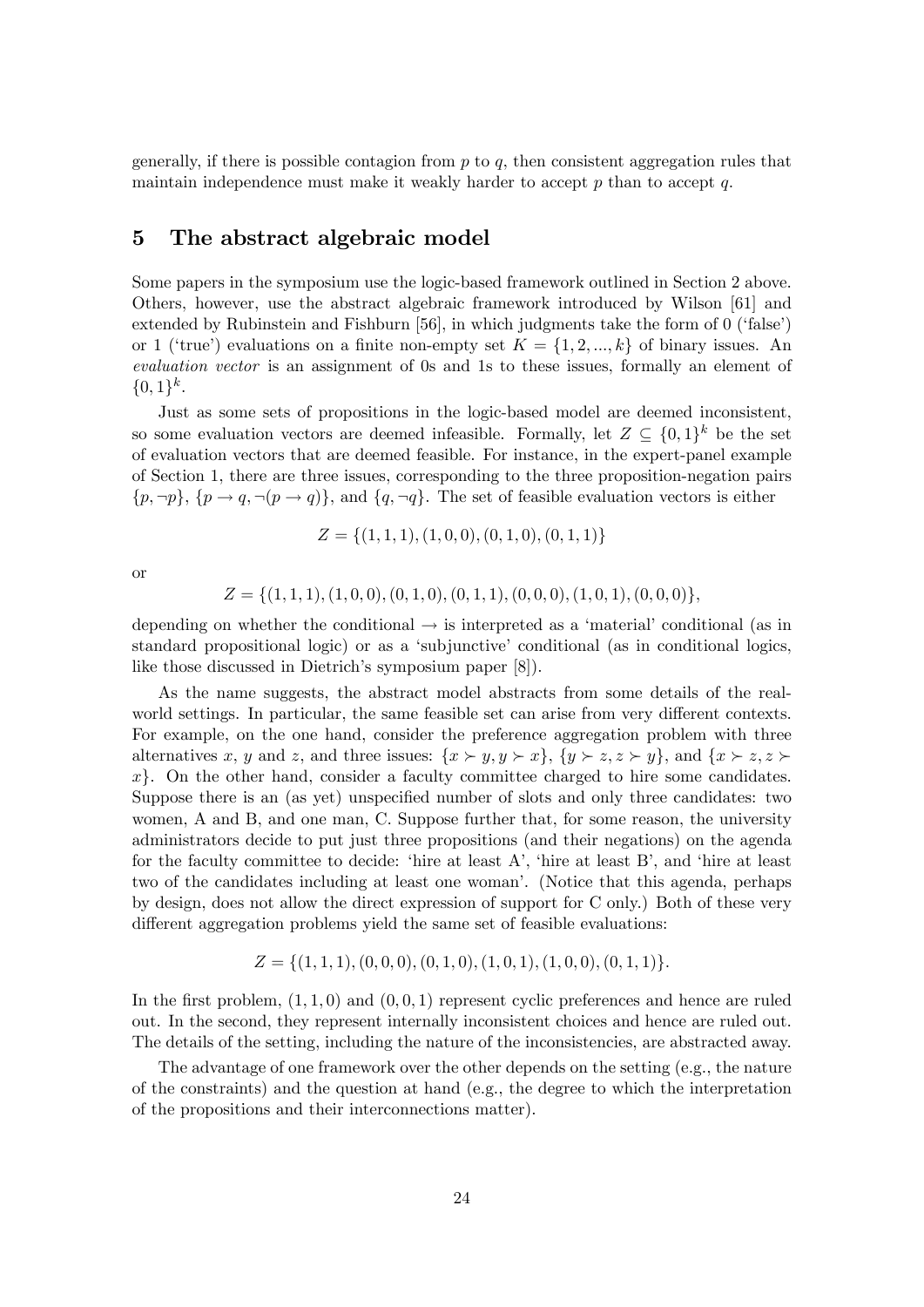generally, if there is possible contagion from $p$ to $q$, then consistent aggregation rules that maintain independence must make it weakly harder to accept $p$ than to accept $q$.

## 5 The abstract algebraic model

Some papers in the symposium use the logic-based framework outlined in Section 2 above. Others, however, use the abstract algebraic framework introduced by Wilson [61] and extended by Rubinstein and Fishburn [56], in which judgments take the form of 0 ('false') or 1 ('true') evaluations on a finite non-empty set $K = \{1, 2, ..., k\}$ of binary issues. An *evaluation vector* is an assignment of 0s and 1s to these issues, formally an element of $\{0, 1\}^k$.

Just as some sets of propositions in the logic-based model are deemed inconsistent, so some evaluation vectors are deemed infeasible. Formally, let $Z \subseteq \{0, 1\}^k$ be the set of evaluation vectors that are deemed feasible. For instance, in the expert-panel example of Section 1, there are three issues, corresponding to the three proposition-negation pairs $\{p, \neg p\}$, $\{p \to q, \neg(p \to q)\}$, and $\{q, \neg q\}$. The set of feasible evaluation vectors is either

$$Z = \{(1, 1, 1), (1, 0, 0), (0, 1, 0), (0, 1, 1)\}$$

or

$$Z = \{(1, 1, 1), (1, 0, 0), (0, 1, 0), (0, 1, 1), (0, 0, 0), (1, 0, 1), (0, 0, 0)\},$$

depending on whether the conditional $\to$ is interpreted as a 'material' conditional (as in standard propositional logic) or as a 'subjunctive' conditional (as in conditional logics, like those discussed in Dietrich's symposium paper [8]).

As the name suggests, the abstract model abstracts from some details of the real-world settings. In particular, the same feasible set can arise from very different contexts. For example, on the one hand, consider the preference aggregation problem with three alternatives $x$, $y$ and $z$, and three issues: $\{x \succ y, y \succ x\}$, $\{y \succ z, z \succ y\}$, and $\{x \succ z, z \succ x\}$. On the other hand, consider a faculty committee charged to hire some candidates. Suppose there is an (as yet) unspecified number of slots and only three candidates: two women, A and B, and one man, C. Suppose further that, for some reason, the university administrators decide to put just three propositions (and their negations) on the agenda for the faculty committee to decide: 'hire at least A', 'hire at least B', and 'hire at least two of the candidates including at least one woman'. (Notice that this agenda, perhaps by design, does not allow the direct expression of support for C only.) Both of these very different aggregation problems yield the same set of feasible evaluations:

$$Z = \{(1, 1, 1), (0, 0, 0), (0, 1, 0), (1, 0, 1), (1, 0, 0), (0, 1, 1)\}.$$

In the first problem, $(1, 1, 0)$ and $(0, 0, 1)$ represent cyclic preferences and hence are ruled out. In the second, they represent internally inconsistent choices and hence are ruled out. The details of the setting, including the nature of the inconsistencies, are abstracted away.

The advantage of one framework over the other depends on the setting (e.g., the nature of the constraints) and the question at hand (e.g., the degree to which the interpretation of the propositions and their interconnections matter).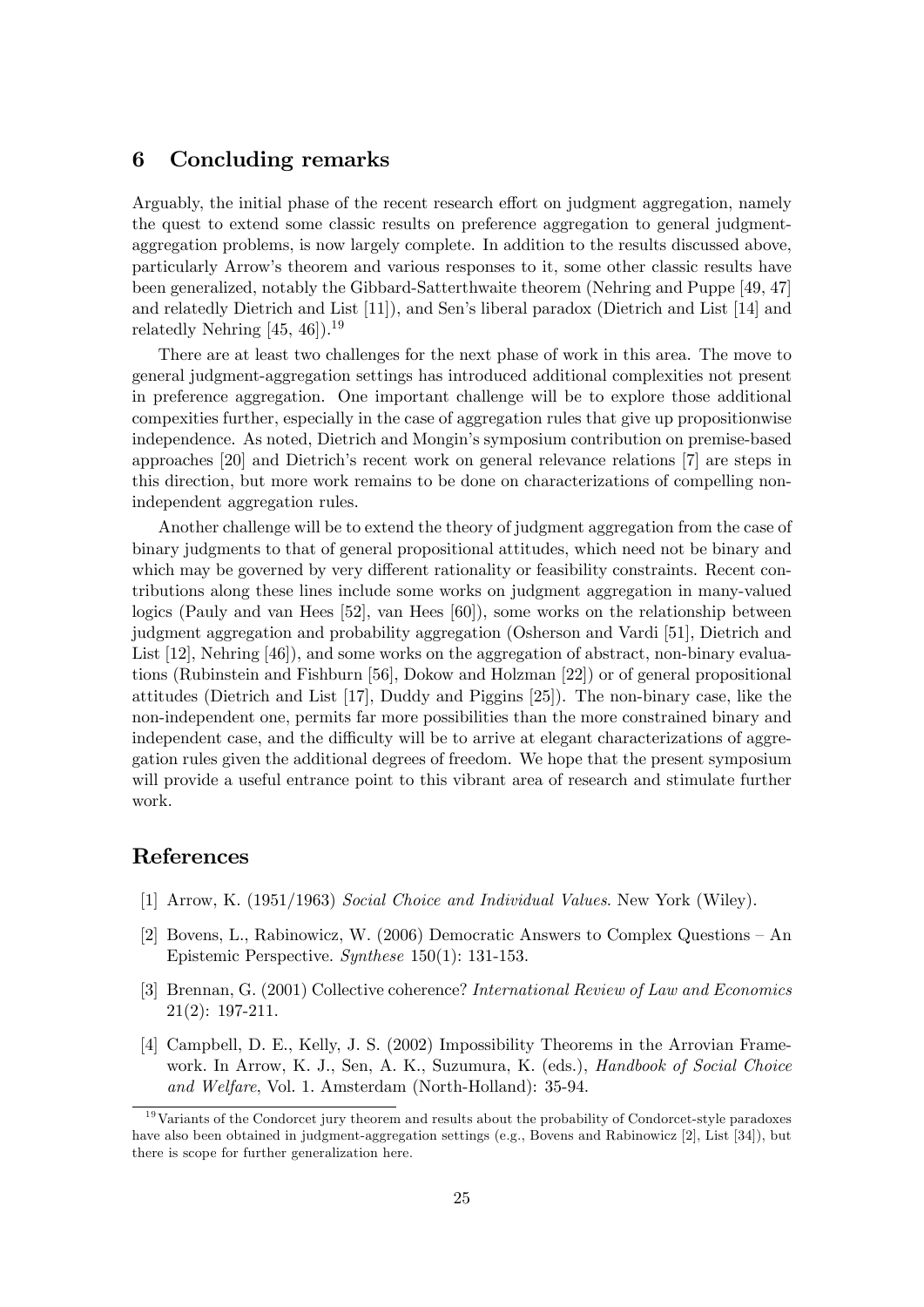## 6 Concluding remarks

Arguably, the initial phase of the recent research effort on judgment aggregation, namely the quest to extend some classic results on preference aggregation to general judgment-aggregation problems, is now largely complete. In addition to the results discussed above, particularly Arrow's theorem and various responses to it, some other classic results have been generalized, notably the Gibbard-Satterthwaite theorem (Nehring and Puppe [49, 47] and relatedly Dietrich and List [11]), and Sen's liberal paradox (Dietrich and List [14] and relatedly Nehring [45, 46]).[19]

There are at least two challenges for the next phase of work in this area. The move to general judgment-aggregation settings has introduced additional complexities not present in preference aggregation. One important challenge will be to explore those additional compexities further, especially in the case of aggregation rules that give up propositionwise independence. As noted, Dietrich and Mongin's symposium contribution on premise-based approaches [20] and Dietrich's recent work on general relevance relations [7] are steps in this direction, but more work remains to be done on characterizations of compelling non-independent aggregation rules.

Another challenge will be to extend the theory of judgment aggregation from the case of binary judgments to that of general propositional attitudes, which need not be binary and which may be governed by very different rationality or feasibility constraints. Recent contributions along these lines include some works on judgment aggregation in many-valued logics (Pauly and van Hees [52], van Hees [60]), some works on the relationship between judgment aggregation and probability aggregation (Osherson and Vardi [51], Dietrich and List [12], Nehring [46]), and some works on the aggregation of abstract, non-binary evaluations (Rubinstein and Fishburn [56], Dokow and Holzman [22]) or of general propositional attitudes (Dietrich and List [17], Duddy and Piggins [25]). The non-binary case, like the non-independent one, permits far more possibilities than the more constrained binary and independent case, and the difficulty will be to arrive at elegant characterizations of aggregation rules given the additional degrees of freedom. We hope that the present symposium will provide a useful entrance point to this vibrant area of research and stimulate further work.

## References

[1] Arrow, K. (1951/1963) *Social Choice and Individual Values*. New York (Wiley).

[2] Bovens, L., Rabinowicz, W. (2006) Democratic Answers to Complex Questions – An Epistemic Perspective. *Synthese* 150(1): 131-153.

[3] Brennan, G. (2001) Collective coherence? *International Review of Law and Economics* 21(2): 197-211.

[4] Campbell, D. E., Kelly, J. S. (2002) Impossibility Theorems in the Arrovian Framework. In Arrow, K. J., Sen, A. K., Suzumura, K. (eds.), *Handbook of Social Choice and Welfare*, Vol. 1. Amsterdam (North-Holland): 35-94.

[19] Variants of the Condorcet jury theorem and results about the probability of Condorcet-style paradoxes have also been obtained in judgment-aggregation settings (e.g., Bovens and Rabinowicz [2], List [34]), but there is scope for further generalization here.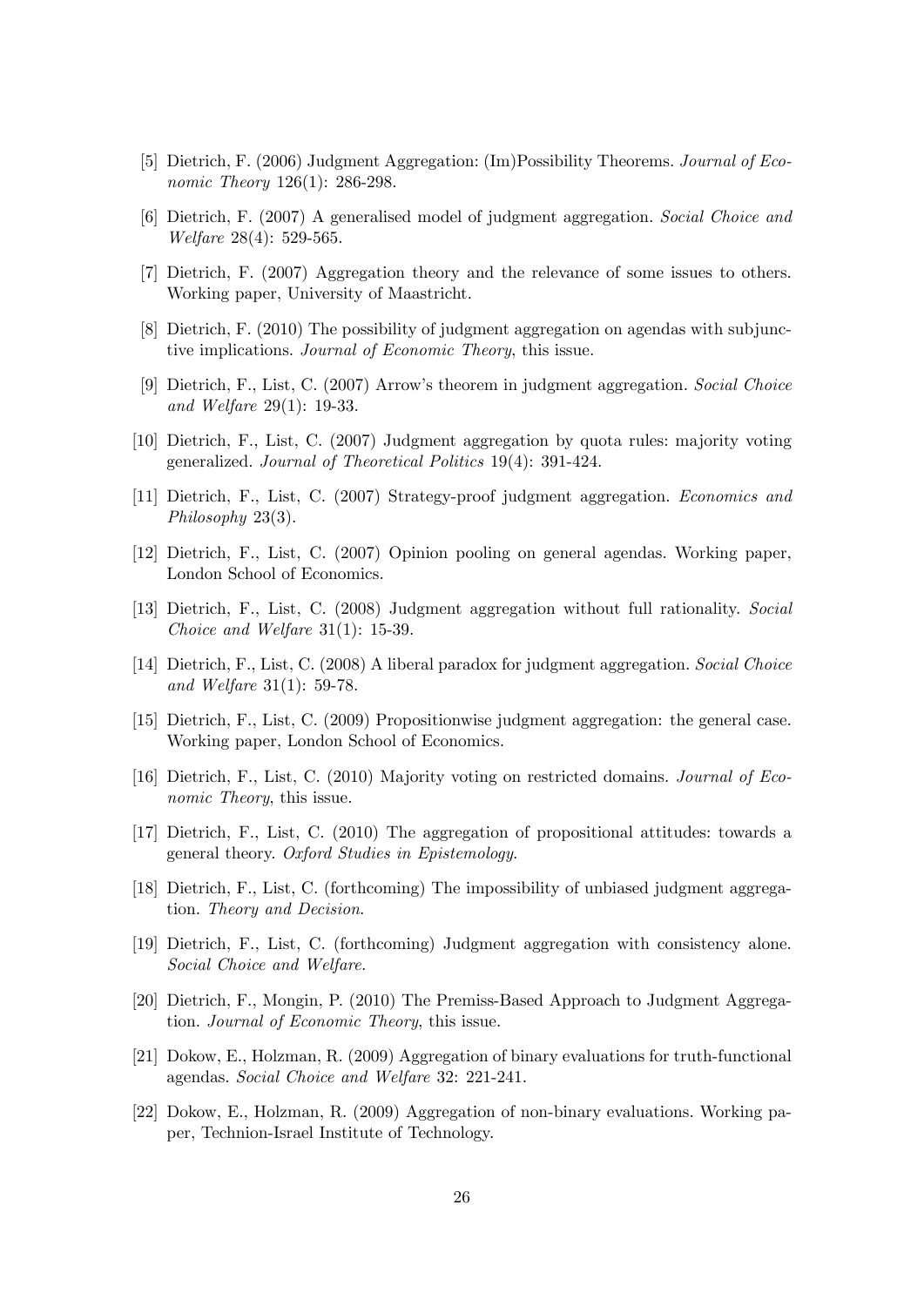[5] Dietrich, F. (2006) Judgment Aggregation: (Im)Possibility Theorems. *Journal of Economic Theory* 126(1): 286-298.

[6] Dietrich, F. (2007) A generalised model of judgment aggregation. *Social Choice and Welfare* 28(4): 529-565.

[7] Dietrich, F. (2007) Aggregation theory and the relevance of some issues to others. Working paper, University of Maastricht.

[8] Dietrich, F. (2010) The possibility of judgment aggregation on agendas with subjunctive implications. *Journal of Economic Theory*, this issue.

[9] Dietrich, F., List, C. (2007) Arrow's theorem in judgment aggregation. *Social Choice and Welfare* 29(1): 19-33.

[10] Dietrich, F., List, C. (2007) Judgment aggregation by quota rules: majority voting generalized. *Journal of Theoretical Politics* 19(4): 391-424.

[11] Dietrich, F., List, C. (2007) Strategy-proof judgment aggregation. *Economics and Philosophy* 23(3).

[12] Dietrich, F., List, C. (2007) Opinion pooling on general agendas. Working paper, London School of Economics.

[13] Dietrich, F., List, C. (2008) Judgment aggregation without full rationality. *Social Choice and Welfare* 31(1): 15-39.

[14] Dietrich, F., List, C. (2008) A liberal paradox for judgment aggregation. *Social Choice and Welfare* 31(1): 59-78.

[15] Dietrich, F., List, C. (2009) Propositionwise judgment aggregation: the general case. Working paper, London School of Economics.

[16] Dietrich, F., List, C. (2010) Majority voting on restricted domains. *Journal of Economic Theory*, this issue.

[17] Dietrich, F., List, C. (2010) The aggregation of propositional attitudes: towards a general theory. *Oxford Studies in Epistemology*.

[18] Dietrich, F., List, C. (forthcoming) The impossibility of unbiased judgment aggregation. *Theory and Decision*.

[19] Dietrich, F., List, C. (forthcoming) Judgment aggregation with consistency alone. *Social Choice and Welfare*.

[20] Dietrich, F., Mongin, P. (2010) The Premiss-Based Approach to Judgment Aggregation. *Journal of Economic Theory*, this issue.

[21] Dokow, E., Holzman, R. (2009) Aggregation of binary evaluations for truth-functional agendas. *Social Choice and Welfare* 32: 221-241.

[22] Dokow, E., Holzman, R. (2009) Aggregation of non-binary evaluations. Working paper, Technion-Israel Institute of Technology.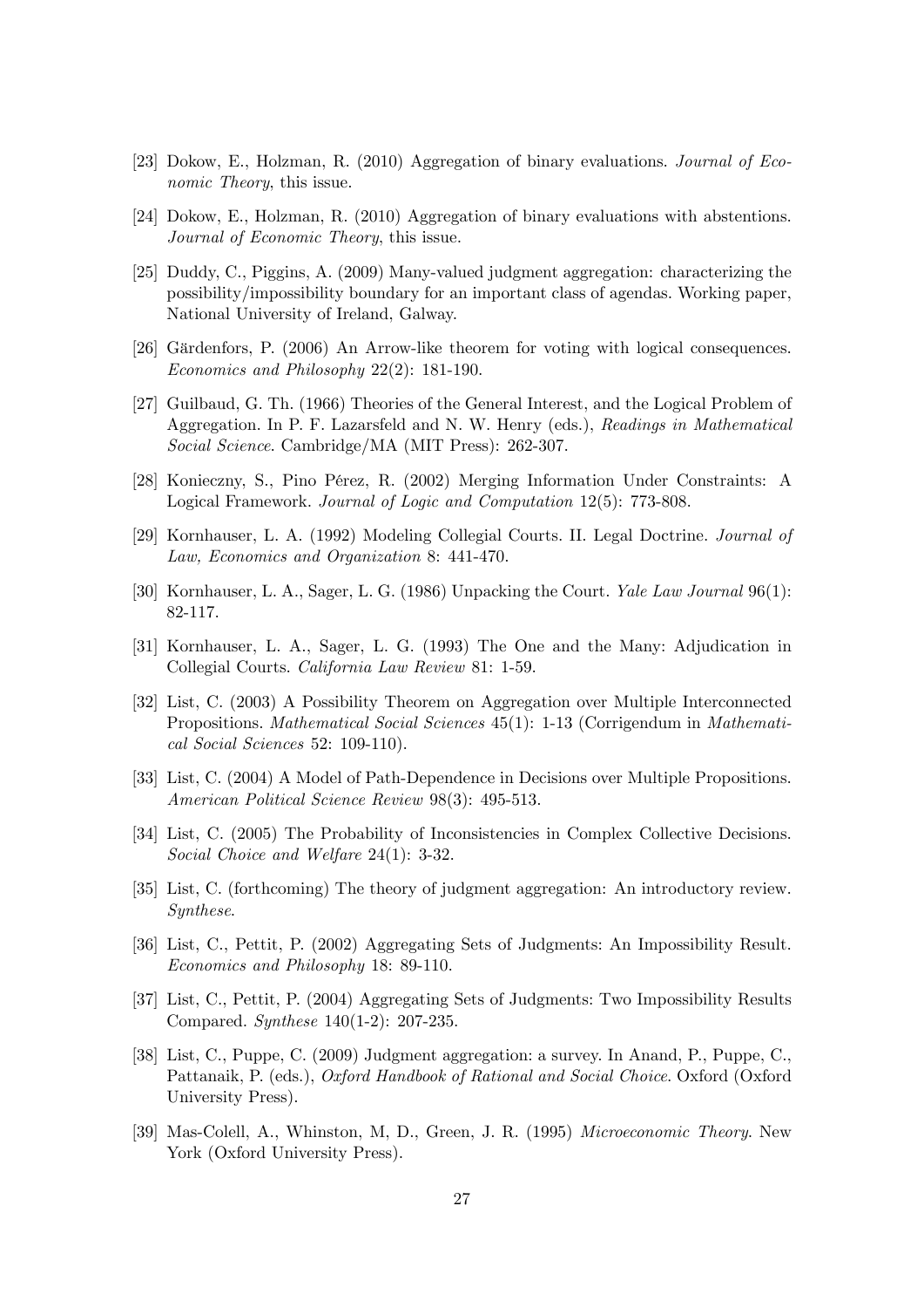[23] Dokow, E., Holzman, R. (2010) Aggregation of binary evaluations. *Journal of Economic Theory*, this issue.

[24] Dokow, E., Holzman, R. (2010) Aggregation of binary evaluations with abstentions. *Journal of Economic Theory*, this issue.

[25] Duddy, C., Piggins, A. (2009) Many-valued judgment aggregation: characterizing the possibility/impossibility boundary for an important class of agendas. Working paper, National University of Ireland, Galway.

[26] Gärdenfors, P. (2006) An Arrow-like theorem for voting with logical consequences. *Economics and Philosophy* 22(2): 181-190.

[27] Guilbaud, G. Th. (1966) Theories of the General Interest, and the Logical Problem of Aggregation. In P. F. Lazarsfeld and N. W. Henry (eds.), *Readings in Mathematical Social Science*. Cambridge/MA (MIT Press): 262-307.

[28] Konieczny, S., Pino Pérez, R. (2002) Merging Information Under Constraints: A Logical Framework. *Journal of Logic and Computation* 12(5): 773-808.

[29] Kornhauser, L. A. (1992) Modeling Collegial Courts. II. Legal Doctrine. *Journal of Law, Economics and Organization* 8: 441-470.

[30] Kornhauser, L. A., Sager, L. G. (1986) Unpacking the Court. *Yale Law Journal* 96(1): 82-117.

[31] Kornhauser, L. A., Sager, L. G. (1993) The One and the Many: Adjudication in Collegial Courts. *California Law Review* 81: 1-59.

[32] List, C. (2003) A Possibility Theorem on Aggregation over Multiple Interconnected Propositions. *Mathematical Social Sciences* 45(1): 1-13 (Corrigendum in *Mathematical Social Sciences* 52: 109-110).

[33] List, C. (2004) A Model of Path-Dependence in Decisions over Multiple Propositions. *American Political Science Review* 98(3): 495-513.

[34] List, C. (2005) The Probability of Inconsistencies in Complex Collective Decisions. *Social Choice and Welfare* 24(1): 3-32.

[35] List, C. (forthcoming) The theory of judgment aggregation: An introductory review. *Synthese*.

[36] List, C., Pettit, P. (2002) Aggregating Sets of Judgments: An Impossibility Result. *Economics and Philosophy* 18: 89-110.

[37] List, C., Pettit, P. (2004) Aggregating Sets of Judgments: Two Impossibility Results Compared. *Synthese* 140(1-2): 207-235.

[38] List, C., Puppe, C. (2009) Judgment aggregation: a survey. In Anand, P., Puppe, C., Pattanaik, P. (eds.), *Oxford Handbook of Rational and Social Choice*. Oxford (Oxford University Press).

[39] Mas-Colell, A., Whinston, M, D., Green, J. R. (1995) *Microeconomic Theory*. New York (Oxford University Press).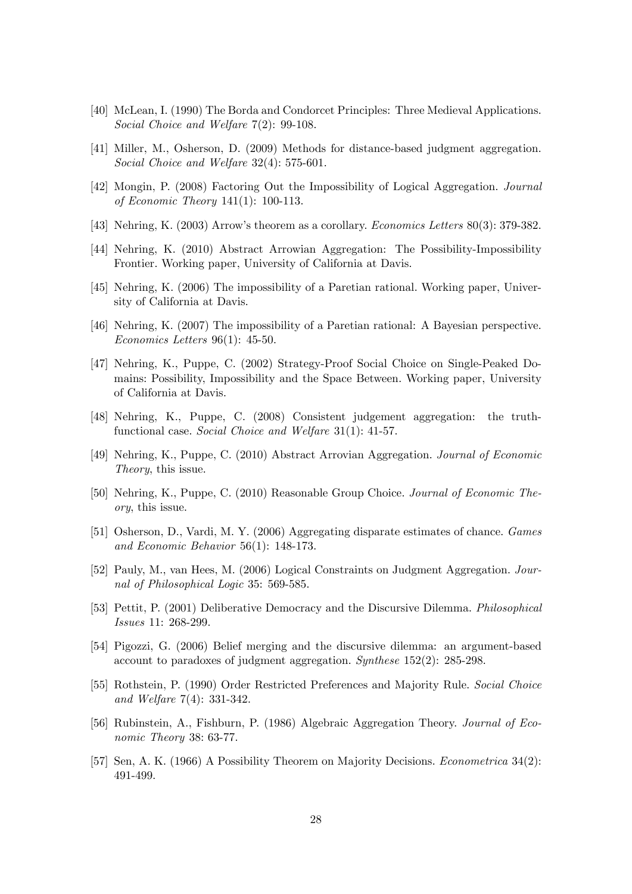[40] McLean, I. (1990) The Borda and Condorcet Principles: Three Medieval Applications. *Social Choice and Welfare* 7(2): 99-108.

[41] Miller, M., Osherson, D. (2009) Methods for distance-based judgment aggregation. *Social Choice and Welfare* 32(4): 575-601.

[42] Mongin, P. (2008) Factoring Out the Impossibility of Logical Aggregation. *Journal of Economic Theory* 141(1): 100-113.

[43] Nehring, K. (2003) Arrow's theorem as a corollary. *Economics Letters* 80(3): 379-382.

[44] Nehring, K. (2010) Abstract Arrowian Aggregation: The Possibility-Impossibility Frontier. Working paper, University of California at Davis.

[45] Nehring, K. (2006) The impossibility of a Paretian rational. Working paper, University of California at Davis.

[46] Nehring, K. (2007) The impossibility of a Paretian rational: A Bayesian perspective. *Economics Letters* 96(1): 45-50.

[47] Nehring, K., Puppe, C. (2002) Strategy-Proof Social Choice on Single-Peaked Domains: Possibility, Impossibility and the Space Between. Working paper, University of California at Davis.

[48] Nehring, K., Puppe, C. (2008) Consistent judgement aggregation: the truth-functional case. *Social Choice and Welfare* 31(1): 41-57.

[49] Nehring, K., Puppe, C. (2010) Abstract Arrovian Aggregation. *Journal of Economic Theory*, this issue.

[50] Nehring, K., Puppe, C. (2010) Reasonable Group Choice. *Journal of Economic Theory*, this issue.

[51] Osherson, D., Vardi, M. Y. (2006) Aggregating disparate estimates of chance. *Games and Economic Behavior* 56(1): 148-173.

[52] Pauly, M., van Hees, M. (2006) Logical Constraints on Judgment Aggregation. *Journal of Philosophical Logic* 35: 569-585.

[53] Pettit, P. (2001) Deliberative Democracy and the Discursive Dilemma. *Philosophical Issues* 11: 268-299.

[54] Pigozzi, G. (2006) Belief merging and the discursive dilemma: an argument-based account to paradoxes of judgment aggregation. *Synthese* 152(2): 285-298.

[55] Rothstein, P. (1990) Order Restricted Preferences and Majority Rule. *Social Choice and Welfare* 7(4): 331-342.

[56] Rubinstein, A., Fishburn, P. (1986) Algebraic Aggregation Theory. *Journal of Economic Theory* 38: 63-77.

[57] Sen, A. K. (1966) A Possibility Theorem on Majority Decisions. *Econometrica* 34(2): 491-499.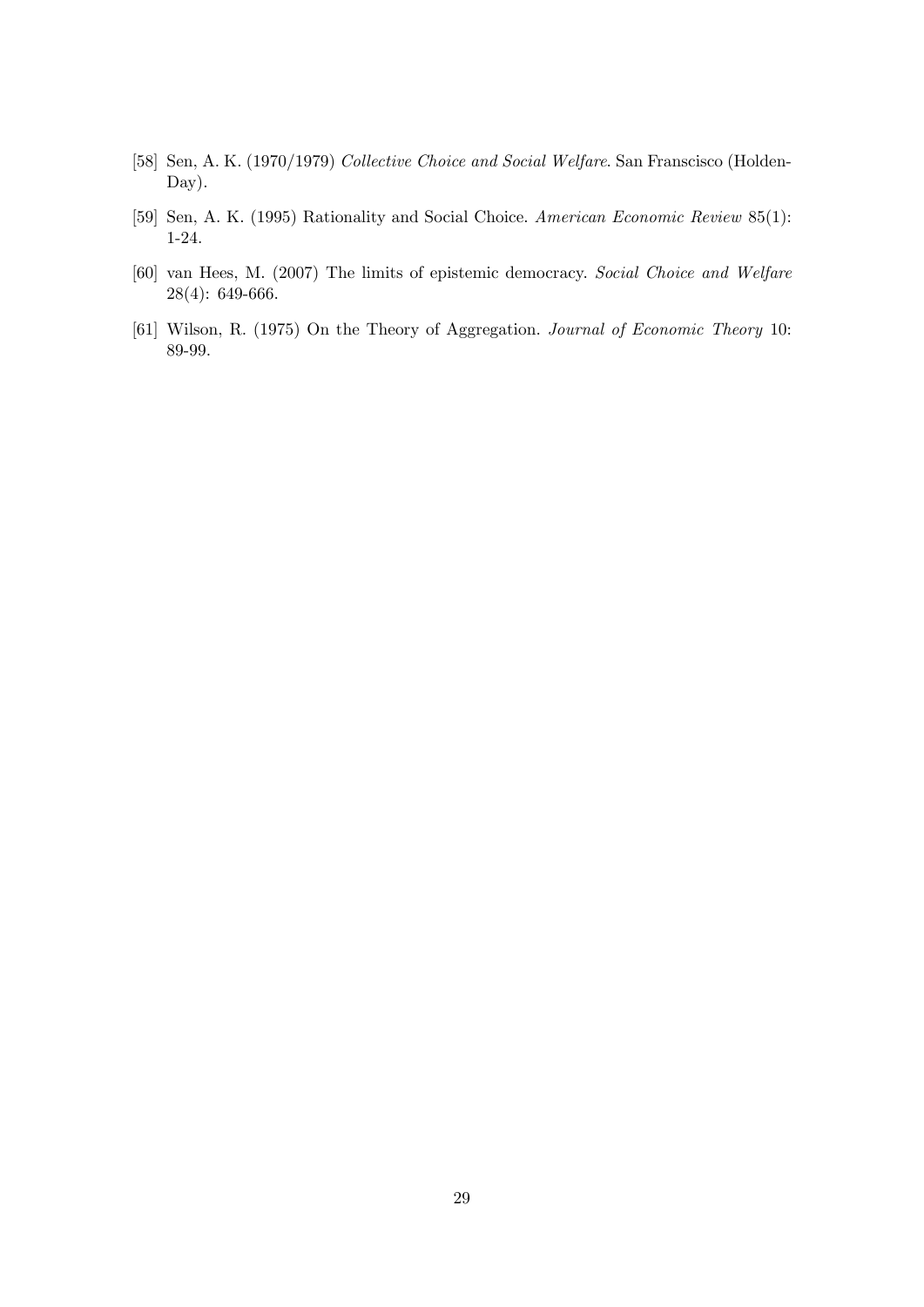[58] Sen, A. K. (1970/1979) *Collective Choice and Social Welfare*. San Franscisco (Holden-Day).

[59] Sen, A. K. (1995) Rationality and Social Choice. *American Economic Review* 85(1): 1-24.

[60] van Hees, M. (2007) The limits of epistemic democracy. *Social Choice and Welfare* 28(4): 649-666.

[61] Wilson, R. (1975) On the Theory of Aggregation. *Journal of Economic Theory* 10: 89-99.